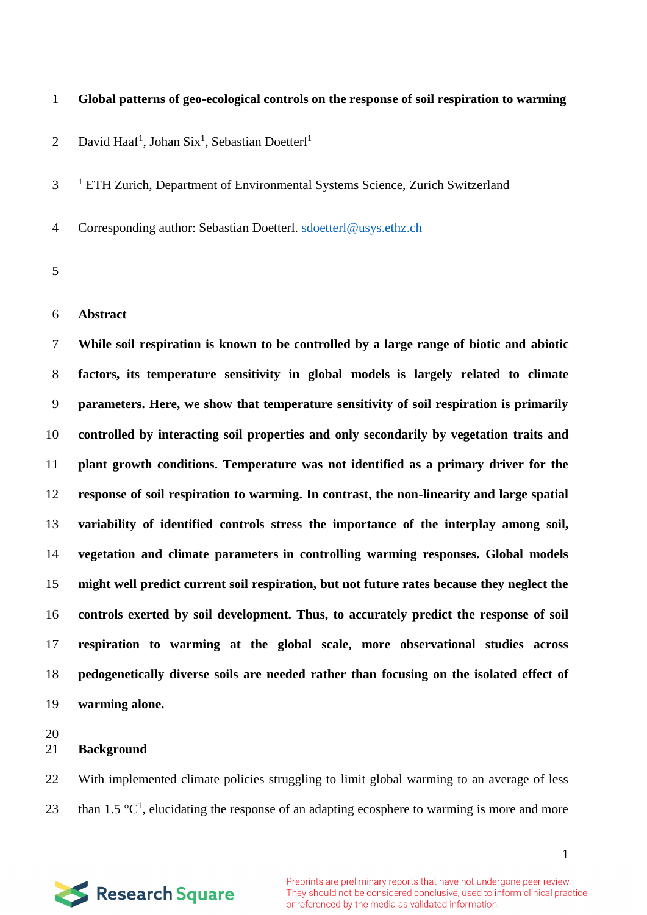# Global patterns of geo-ecological controls on the response of soil respiration to warming

David Haaf[1], Johan Six[1], Sebastian Doetterl[1]

[1] ETH Zurich, Department of Environmental Systems Science, Zurich Switzerland

Corresponding author: Sebastian Doetterl. sdoetterl@usys.ethz.ch

## Abstract

**While soil respiration is known to be controlled by a large range of biotic and abiotic factors, its temperature sensitivity in global models is largely related to climate parameters. Here, we show that temperature sensitivity of soil respiration is primarily controlled by interacting soil properties and only secondarily by vegetation traits and plant growth conditions. Temperature was not identified as a primary driver for the response of soil respiration to warming. In contrast, the non-linearity and large spatial variability of identified controls stress the importance of the interplay among soil, vegetation and climate parameters in controlling warming responses. Global models might well predict current soil respiration, but not future rates because they neglect the controls exerted by soil development. Thus, to accurately predict the response of soil respiration to warming at the global scale, more observational studies across pedogenetically diverse soils are needed rather than focusing on the isolated effect of warming alone.**

## Background

With implemented climate policies struggling to limit global warming to an average of less than 1.5 °C[1], elucidating the response of an adapting ecosphere to warming is more and more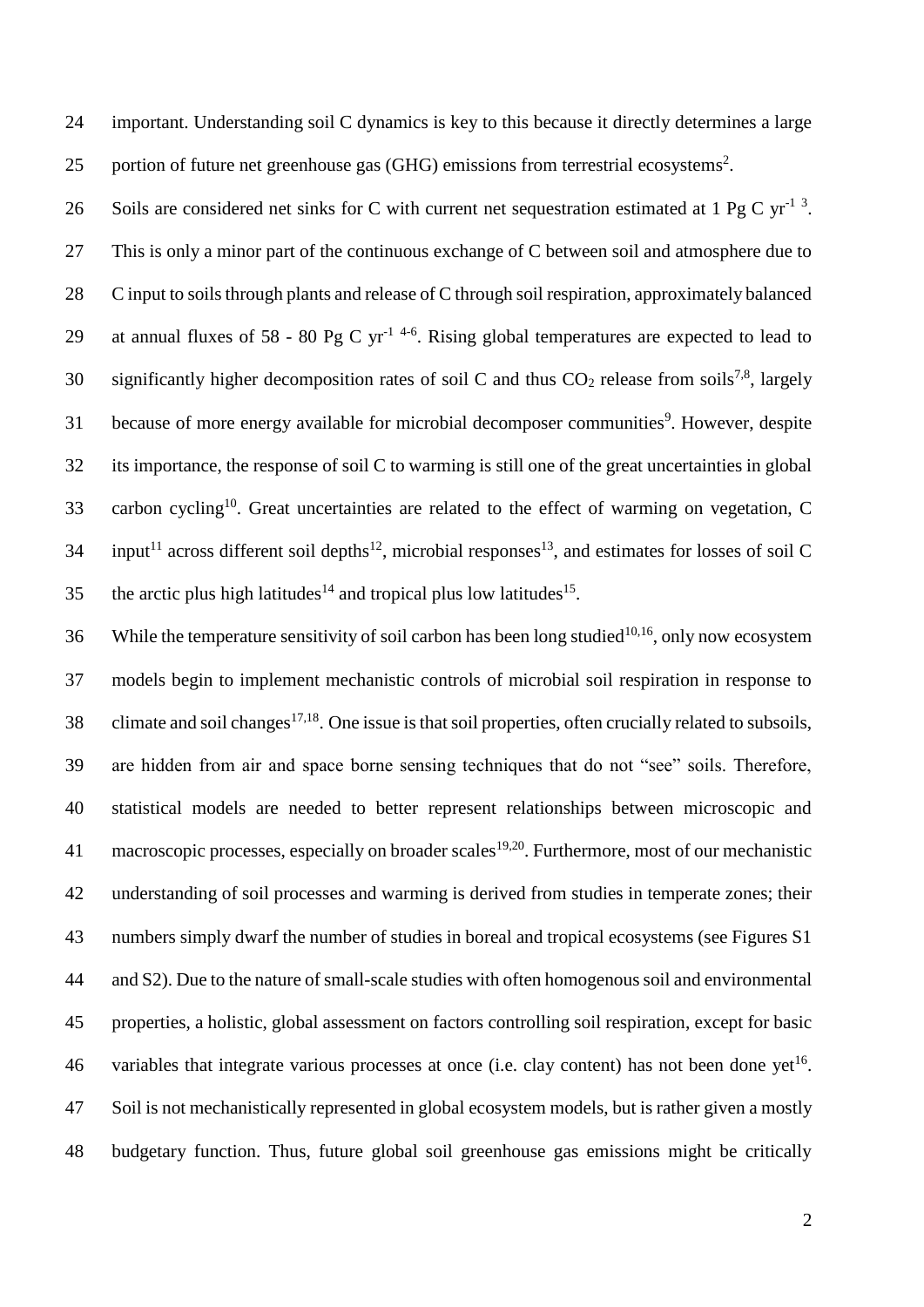important. Understanding soil C dynamics is key to this because it directly determines a large portion of future net greenhouse gas (GHG) emissions from terrestrial ecosystems[2].

Soils are considered net sinks for C with current net sequestration estimated at 1 Pg C $yr^{-1}$ [3]. This is only a minor part of the continuous exchange of C between soil and atmosphere due to C input to soils through plants and release of C through soil respiration, approximately balanced at annual fluxes of 58 - 80 Pg C $yr^{-1}$ [4-6]. Rising global temperatures are expected to lead to significantly higher decomposition rates of soil C and thus $CO_2$ release from soils[7,8], largely because of more energy available for microbial decomposer communities[9]. However, despite its importance, the response of soil C to warming is still one of the great uncertainties in global carbon cycling[10]. Great uncertainties are related to the effect of warming on vegetation, C input[11] across different soil depths[12], microbial responses[13], and estimates for losses of soil C the arctic plus high latitudes[14] and tropical plus low latitudes[15].

While the temperature sensitivity of soil carbon has been long studied[10,16], only now ecosystem models begin to implement mechanistic controls of microbial soil respiration in response to climate and soil changes[17,18]. One issue is that soil properties, often crucially related to subsoils, are hidden from air and space borne sensing techniques that do not "see" soils. Therefore, statistical models are needed to better represent relationships between microscopic and macroscopic processes, especially on broader scales[19,20]. Furthermore, most of our mechanistic understanding of soil processes and warming is derived from studies in temperate zones; their numbers simply dwarf the number of studies in boreal and tropical ecosystems (see Figures S1 and S2). Due to the nature of small-scale studies with often homogenous soil and environmental properties, a holistic, global assessment on factors controlling soil respiration, except for basic variables that integrate various processes at once (i.e. clay content) has not been done yet[16]. Soil is not mechanistically represented in global ecosystem models, but is rather given a mostly budgetary function. Thus, future global soil greenhouse gas emissions might be critically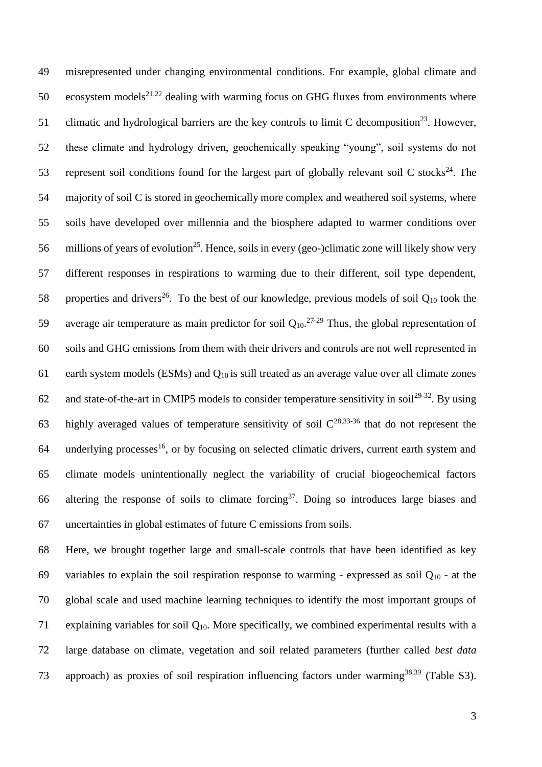misrepresented under changing environmental conditions. For example, global climate and ecosystem models[21,22] dealing with warming focus on GHG fluxes from environments where climatic and hydrological barriers are the key controls to limit C decomposition[23]. However, these climate and hydrology driven, geochemically speaking "young", soil systems do not represent soil conditions found for the largest part of globally relevant soil C stocks[24]. The majority of soil C is stored in geochemically more complex and weathered soil systems, where soils have developed over millennia and the biosphere adapted to warmer conditions over millions of years of evolution[25]. Hence, soils in every (geo-)climatic zone will likely show very different responses in respirations to warming due to their different, soil type dependent, properties and drivers[26]. To the best of our knowledge, previous models of soil $Q_{10}$ took the average air temperature as main predictor for soil $Q_{10}$.[27-29] Thus, the global representation of soils and GHG emissions from them with their drivers and controls are not well represented in earth system models (ESMs) and $Q_{10}$ is still treated as an average value over all climate zones and state-of-the-art in CMIP5 models to consider temperature sensitivity in soil[29-32]. By using highly averaged values of temperature sensitivity of soil C[28,33-36] that do not represent the underlying processes[16], or by focusing on selected climatic drivers, current earth system and climate models unintentionally neglect the variability of crucial biogeochemical factors altering the response of soils to climate forcing[37]. Doing so introduces large biases and uncertainties in global estimates of future C emissions from soils.

Here, we brought together large and small-scale controls that have been identified as key variables to explain the soil respiration response to warming - expressed as soil $Q_{10}$ - at the global scale and used machine learning techniques to identify the most important groups of explaining variables for soil $Q_{10}$. More specifically, we combined experimental results with a large database on climate, vegetation and soil related parameters (further called *best data* approach) as proxies of soil respiration influencing factors under warming[38,39] (Table S3).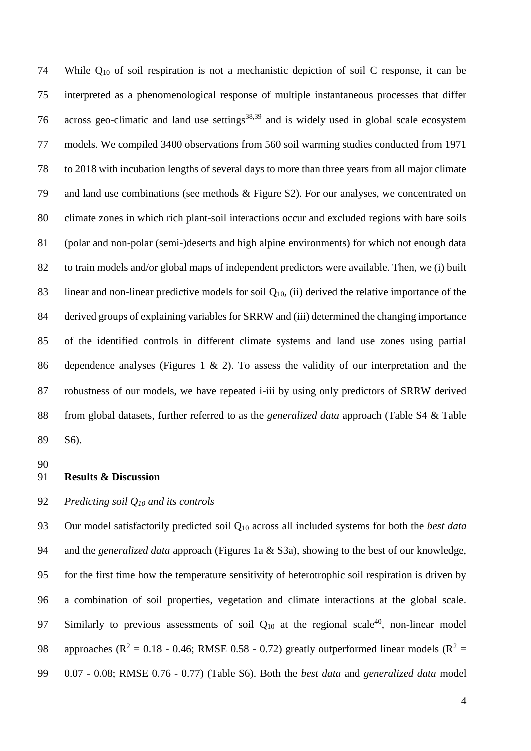While $Q_{10}$ of soil respiration is not a mechanistic depiction of soil C response, it can be interpreted as a phenomenological response of multiple instantaneous processes that differ across geo-climatic and land use settings[38,39] and is widely used in global scale ecosystem models. We compiled 3400 observations from 560 soil warming studies conducted from 1971 to 2018 with incubation lengths of several days to more than three years from all major climate and land use combinations (see methods & Figure S2). For our analyses, we concentrated on climate zones in which rich plant-soil interactions occur and excluded regions with bare soils (polar and non-polar (semi-)deserts and high alpine environments) for which not enough data to train models and/or global maps of independent predictors were available. Then, we (i) built linear and non-linear predictive models for soil $Q_{10}$, (ii) derived the relative importance of the derived groups of explaining variables for SRRW and (iii) determined the changing importance of the identified controls in different climate systems and land use zones using partial dependence analyses (Figures 1 & 2). To assess the validity of our interpretation and the robustness of our models, we have repeated i-iii by using only predictors of SRRW derived from global datasets, further referred to as the *generalized data* approach (Table S4 & Table S6).

## Results & Discussion

### *Predicting soil $Q_{10}$ and its controls*

Our model satisfactorily predicted soil $Q_{10}$ across all included systems for both the *best data* and the *generalized data* approach (Figures 1a & S3a), showing to the best of our knowledge, for the first time how the temperature sensitivity of heterotrophic soil respiration is driven by a combination of soil properties, vegetation and climate interactions at the global scale. Similarly to previous assessments of soil $Q_{10}$ at the regional scale[40], non-linear model approaches ($R^2$ = 0.18 - 0.46; RMSE 0.58 - 0.72) greatly outperformed linear models ($R^2$ = 0.07 - 0.08; RMSE 0.76 - 0.77) (Table S6). Both the *best data* and *generalized data* model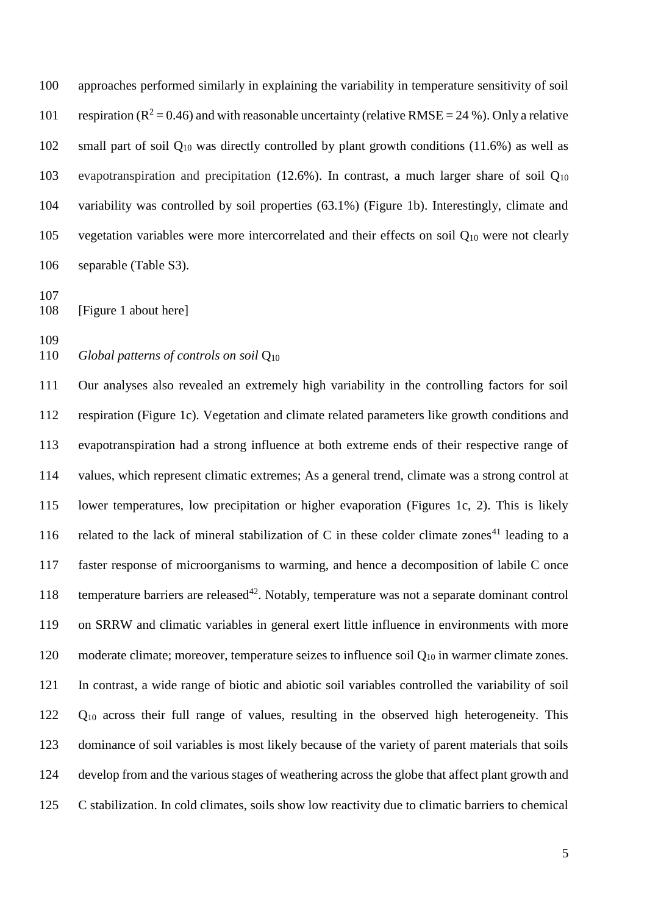approaches performed similarly in explaining the variability in temperature sensitivity of soil respiration ($R^2 = 0.46$) and with reasonable uncertainty (relative RMSE = 24 %). Only a relative small part of soil $Q_{10}$ was directly controlled by plant growth conditions (11.6%) as well as evapotranspiration and precipitation (12.6%). In contrast, a much larger share of soil $Q_{10}$ variability was controlled by soil properties (63.1%) (Figure 1b). Interestingly, climate and vegetation variables were more intercorrelated and their effects on soil $Q_{10}$ were not clearly separable (Table S3).

[Figure 1 about here]

*Global patterns of controls on soil* $Q_{10}$

Our analyses also revealed an extremely high variability in the controlling factors for soil respiration (Figure 1c). Vegetation and climate related parameters like growth conditions and evapotranspiration had a strong influence at both extreme ends of their respective range of values, which represent climatic extremes; As a general trend, climate was a strong control at lower temperatures, low precipitation or higher evaporation (Figures 1c, 2). This is likely related to the lack of mineral stabilization of C in these colder climate zones[41] leading to a faster response of microorganisms to warming, and hence a decomposition of labile C once temperature barriers are released[42]. Notably, temperature was not a separate dominant control on SRRW and climatic variables in general exert little influence in environments with more moderate climate; moreover, temperature seizes to influence soil $Q_{10}$ in warmer climate zones. In contrast, a wide range of biotic and abiotic soil variables controlled the variability of soil $Q_{10}$ across their full range of values, resulting in the observed high heterogeneity. This dominance of soil variables is most likely because of the variety of parent materials that soils develop from and the various stages of weathering across the globe that affect plant growth and C stabilization. In cold climates, soils show low reactivity due to climatic barriers to chemical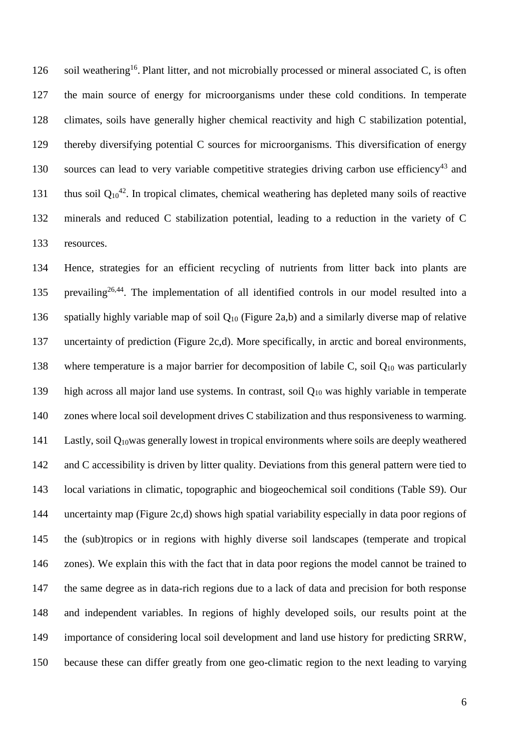soil weathering[16]. Plant litter, and not microbially processed or mineral associated C, is often the main source of energy for microorganisms under these cold conditions. In temperate climates, soils have generally higher chemical reactivity and high C stabilization potential, thereby diversifying potential C sources for microorganisms. This diversification of energy sources can lead to very variable competitive strategies driving carbon use efficiency[43] and thus soil $Q_{10}$[42]. In tropical climates, chemical weathering has depleted many soils of reactive minerals and reduced C stabilization potential, leading to a reduction in the variety of C resources.

Hence, strategies for an efficient recycling of nutrients from litter back into plants are prevailing[26,44]. The implementation of all identified controls in our model resulted into a spatially highly variable map of soil $Q_{10}$ (Figure 2a,b) and a similarly diverse map of relative uncertainty of prediction (Figure 2c,d). More specifically, in arctic and boreal environments, where temperature is a major barrier for decomposition of labile C, soil $Q_{10}$ was particularly high across all major land use systems. In contrast, soil $Q_{10}$ was highly variable in temperate zones where local soil development drives C stabilization and thus responsiveness to warming. Lastly, soil $Q_{10}$was generally lowest in tropical environments where soils are deeply weathered and C accessibility is driven by litter quality. Deviations from this general pattern were tied to local variations in climatic, topographic and biogeochemical soil conditions (Table S9). Our uncertainty map (Figure 2c,d) shows high spatial variability especially in data poor regions of the (sub)tropics or in regions with highly diverse soil landscapes (temperate and tropical zones). We explain this with the fact that in data poor regions the model cannot be trained to the same degree as in data-rich regions due to a lack of data and precision for both response and independent variables. In regions of highly developed soils, our results point at the importance of considering local soil development and land use history for predicting SRRW, because these can differ greatly from one geo-climatic region to the next leading to varying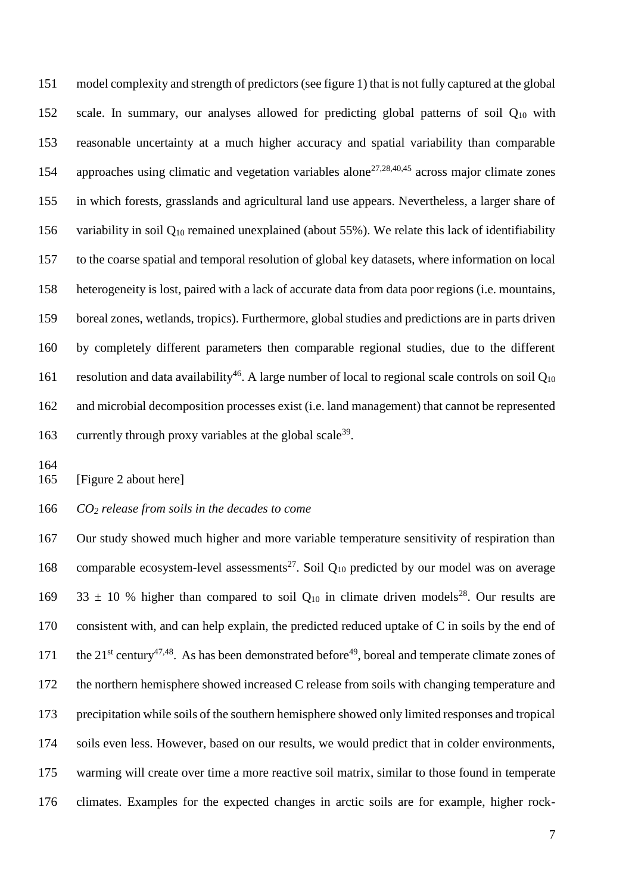model complexity and strength of predictors (see figure 1) that is not fully captured at the global scale. In summary, our analyses allowed for predicting global patterns of soil $Q_{10}$ with reasonable uncertainty at a much higher accuracy and spatial variability than comparable approaches using climatic and vegetation variables alone[27,28,40,45] across major climate zones in which forests, grasslands and agricultural land use appears. Nevertheless, a larger share of variability in soil $Q_{10}$ remained unexplained (about 55%). We relate this lack of identifiability to the coarse spatial and temporal resolution of global key datasets, where information on local heterogeneity is lost, paired with a lack of accurate data from data poor regions (i.e. mountains, boreal zones, wetlands, tropics). Furthermore, global studies and predictions are in parts driven by completely different parameters then comparable regional studies, due to the different resolution and data availability[46]. A large number of local to regional scale controls on soil $Q_{10}$ and microbial decomposition processes exist (i.e. land management) that cannot be represented currently through proxy variables at the global scale[39].

[Figure 2 about here]

*$CO_2$ release from soils in the decades to come*

Our study showed much higher and more variable temperature sensitivity of respiration than comparable ecosystem-level assessments[27]. Soil $Q_{10}$ predicted by our model was on average $33 \pm 10$ % higher than compared to soil $Q_{10}$ in climate driven models[28]. Our results are consistent with, and can help explain, the predicted reduced uptake of C in soils by the end of the 21st century[47,48]. As has been demonstrated before[49], boreal and temperate climate zones of the northern hemisphere showed increased C release from soils with changing temperature and precipitation while soils of the southern hemisphere showed only limited responses and tropical soils even less. However, based on our results, we would predict that in colder environments, warming will create over time a more reactive soil matrix, similar to those found in temperate climates. Examples for the expected changes in arctic soils are for example, higher rock-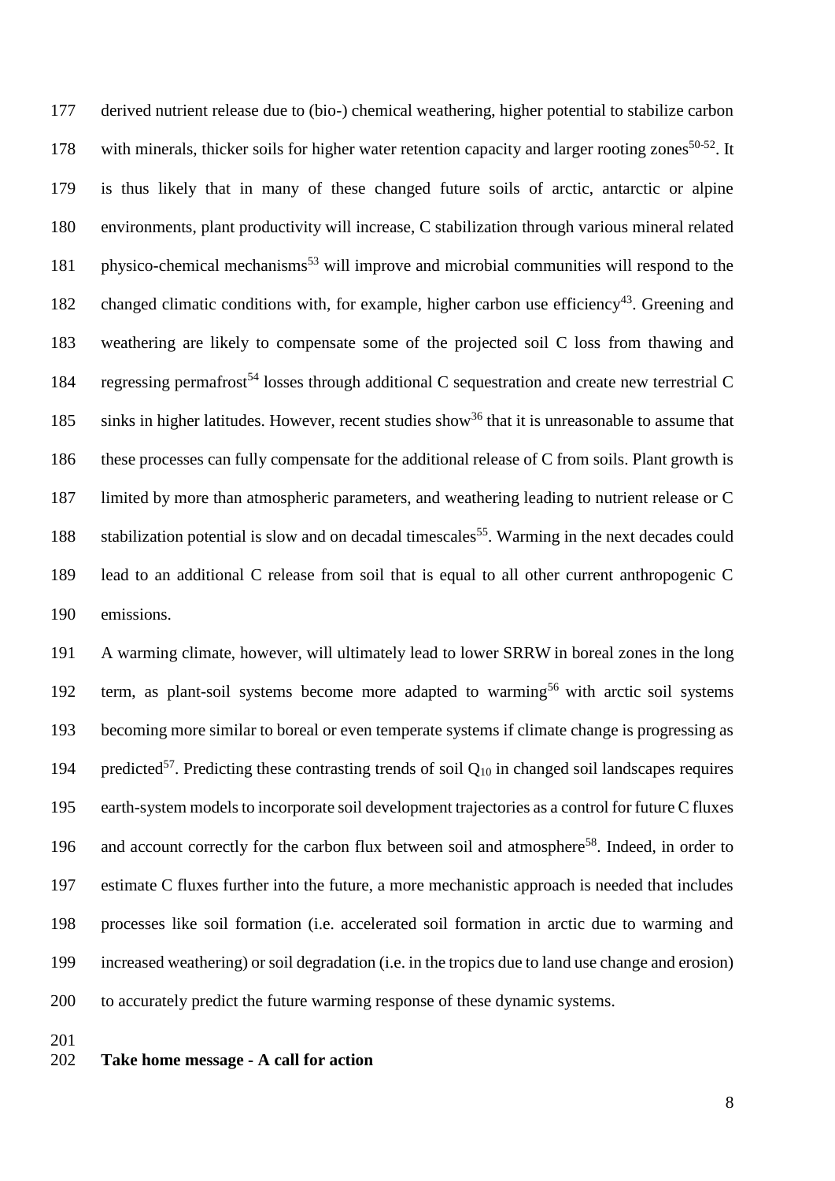derived nutrient release due to (bio-) chemical weathering, higher potential to stabilize carbon with minerals, thicker soils for higher water retention capacity and larger rooting zones[50-52]. It is thus likely that in many of these changed future soils of arctic, antarctic or alpine environments, plant productivity will increase, C stabilization through various mineral related physico-chemical mechanisms[53] will improve and microbial communities will respond to the changed climatic conditions with, for example, higher carbon use efficiency[43]. Greening and weathering are likely to compensate some of the projected soil C loss from thawing and regressing permafrost[54] losses through additional C sequestration and create new terrestrial C sinks in higher latitudes. However, recent studies show[36] that it is unreasonable to assume that these processes can fully compensate for the additional release of C from soils. Plant growth is limited by more than atmospheric parameters, and weathering leading to nutrient release or C stabilization potential is slow and on decadal timescales[55]. Warming in the next decades could lead to an additional C release from soil that is equal to all other current anthropogenic C emissions.

A warming climate, however, will ultimately lead to lower SRRW in boreal zones in the long term, as plant-soil systems become more adapted to warming[56] with arctic soil systems becoming more similar to boreal or even temperate systems if climate change is progressing as predicted[57]. Predicting these contrasting trends of soil $Q_{10}$ in changed soil landscapes requires earth-system models to incorporate soil development trajectories as a control for future C fluxes and account correctly for the carbon flux between soil and atmosphere[58]. Indeed, in order to estimate C fluxes further into the future, a more mechanistic approach is needed that includes processes like soil formation (i.e. accelerated soil formation in arctic due to warming and increased weathering) or soil degradation (i.e. in the tropics due to land use change and erosion) to accurately predict the future warming response of these dynamic systems.

**Take home message - A call for action**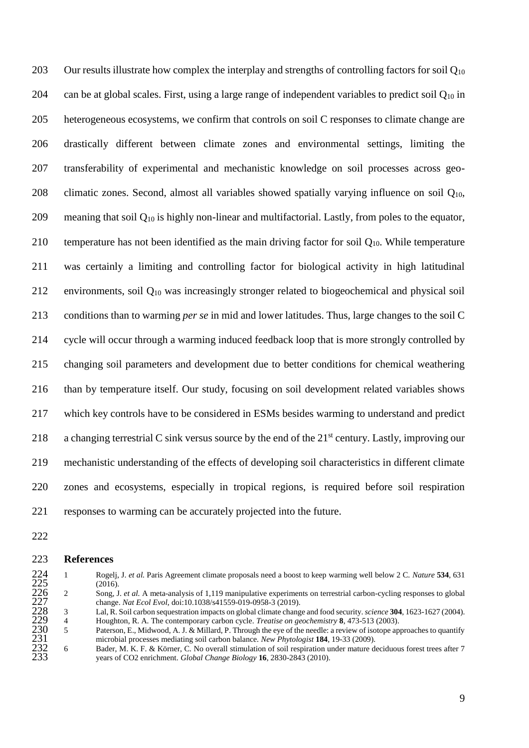Our results illustrate how complex the interplay and strengths of controlling factors for soil $Q_{10}$ can be at global scales. First, using a large range of independent variables to predict soil $Q_{10}$ in heterogeneous ecosystems, we confirm that controls on soil C responses to climate change are drastically different between climate zones and environmental settings, limiting the transferability of experimental and mechanistic knowledge on soil processes across geo-climatic zones. Second, almost all variables showed spatially varying influence on soil $Q_{10}$, meaning that soil $Q_{10}$ is highly non-linear and multifactorial. Lastly, from poles to the equator, temperature has not been identified as the main driving factor for soil $Q_{10}$. While temperature was certainly a limiting and controlling factor for biological activity in high latitudinal environments, soil $Q_{10}$ was increasingly stronger related to biogeochemical and physical soil conditions than to warming *per se* in mid and lower latitudes. Thus, large changes to the soil C cycle will occur through a warming induced feedback loop that is more strongly controlled by changing soil parameters and development due to better conditions for chemical weathering than by temperature itself. Our study, focusing on soil development related variables shows which key controls have to be considered in ESMs besides warming to understand and predict a changing terrestrial C sink versus source by the end of the 21st century. Lastly, improving our mechanistic understanding of the effects of developing soil characteristics in different climate zones and ecosystems, especially in tropical regions, is required before soil respiration responses to warming can be accurately projected into the future.

## References

1. Rogelj, J. *et al.* Paris Agreement climate proposals need a boost to keep warming well below 2 C. *Nature* **534**, 631 (2016).
2. Song, J. *et al.* A meta-analysis of 1,119 manipulative experiments on terrestrial carbon-cycling responses to global change. *Nat Ecol Evol*, doi:10.1038/s41559-019-0958-3 (2019).
3. Lal, R. Soil carbon sequestration impacts on global climate change and food security. *science* **304**, 1623-1627 (2004).
4. Houghton, R. A. The contemporary carbon cycle. *Treatise on geochemistry* **8**, 473-513 (2003).
5. Paterson, E., Midwood, A. J. & Millard, P. Through the eye of the needle: a review of isotope approaches to quantify microbial processes mediating soil carbon balance. *New Phytologist* **184**, 19-33 (2009).
6. Bader, M. K. F. & Körner, C. No overall stimulation of soil respiration under mature deciduous forest trees after 7 years of CO2 enrichment. *Global Change Biology* **16**, 2830-2843 (2010).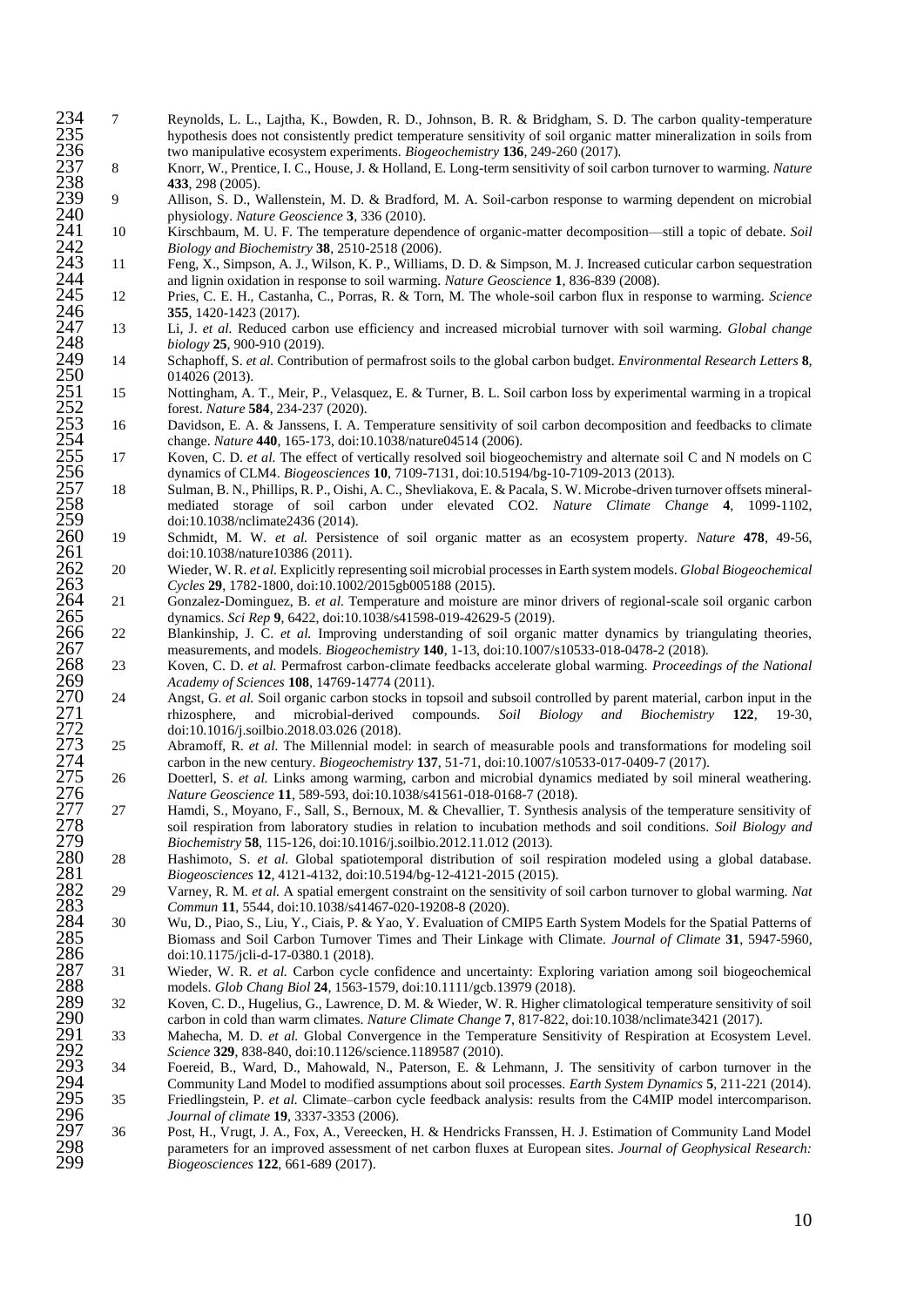7 Reynolds, L. L., Lajtha, K., Bowden, R. D., Johnson, B. R. & Bridgham, S. D. The carbon quality-temperature hypothesis does not consistently predict temperature sensitivity of soil organic matter mineralization in soils from two manipulative ecosystem experiments. *Biogeochemistry* **136**, 249-260 (2017).

8 Knorr, W., Prentice, I. C., House, J. & Holland, E. Long-term sensitivity of soil carbon turnover to warming. *Nature* **433**, 298 (2005).

9 Allison, S. D., Wallenstein, M. D. & Bradford, M. A. Soil-carbon response to warming dependent on microbial physiology. *Nature Geoscience* **3**, 336 (2010).

10 Kirschbaum, M. U. F. The temperature dependence of organic-matter decomposition—still a topic of debate. *Soil Biology and Biochemistry* **38**, 2510-2518 (2006).

11 Feng, X., Simpson, A. J., Wilson, K. P., Williams, D. D. & Simpson, M. J. Increased cuticular carbon sequestration and lignin oxidation in response to soil warming. *Nature Geoscience* **1**, 836-839 (2008).

12 Pries, C. E. H., Castanha, C., Porras, R. & Torn, M. The whole-soil carbon flux in response to warming. *Science* **355**, 1420-1423 (2017).

13 Li, J. *et al.* Reduced carbon use efficiency and increased microbial turnover with soil warming. *Global change biology* **25**, 900-910 (2019).

14 Schaphoff, S. *et al.* Contribution of permafrost soils to the global carbon budget. *Environmental Research Letters* **8**, 014026 (2013).

15 Nottingham, A. T., Meir, P., Velasquez, E. & Turner, B. L. Soil carbon loss by experimental warming in a tropical forest. *Nature* **584**, 234-237 (2020).

16 Davidson, E. A. & Janssens, I. A. Temperature sensitivity of soil carbon decomposition and feedbacks to climate change. *Nature* **440**, 165-173, doi:10.1038/nature04514 (2006).

17 Koven, C. D. *et al.* The effect of vertically resolved soil biogeochemistry and alternate soil C and N models on C dynamics of CLM4. *Biogeosciences* **10**, 7109-7131, doi:10.5194/bg-10-7109-2013 (2013).

18 Sulman, B. N., Phillips, R. P., Oishi, A. C., Shevliakova, E. & Pacala, S. W. Microbe-driven turnover offsets mineral-mediated storage of soil carbon under elevated CO2. *Nature Climate Change* **4**, 1099-1102, doi:10.1038/nclimate2436 (2014).

19 Schmidt, M. W. *et al.* Persistence of soil organic matter as an ecosystem property. *Nature* **478**, 49-56, doi:10.1038/nature10386 (2011).

20 Wieder, W. R. *et al.* Explicitly representing soil microbial processes in Earth system models. *Global Biogeochemical Cycles* **29**, 1782-1800, doi:10.1002/2015gb005188 (2015).

21 Gonzalez-Dominguez, B. *et al.* Temperature and moisture are minor drivers of regional-scale soil organic carbon dynamics. *Sci Rep* **9**, 6422, doi:10.1038/s41598-019-42629-5 (2019).

22 Blankinship, J. C. *et al.* Improving understanding of soil organic matter dynamics by triangulating theories, measurements, and models. *Biogeochemistry* **140**, 1-13, doi:10.1007/s10533-018-0478-2 (2018).

23 Koven, C. D. *et al.* Permafrost carbon-climate feedbacks accelerate global warming. *Proceedings of the National Academy of Sciences* **108**, 14769-14774 (2011).

24 Angst, G. *et al.* Soil organic carbon stocks in topsoil and subsoil controlled by parent material, carbon input in the rhizosphere, and microbial-derived compounds. *Soil Biology and Biochemistry* **122**, 19-30, doi:10.1016/j.soilbio.2018.03.026 (2018).

25 Abramoff, R. *et al.* The Millennial model: in search of measurable pools and transformations for modeling soil carbon in the new century. *Biogeochemistry* **137**, 51-71, doi:10.1007/s10533-017-0409-7 (2017).

26 Doetterl, S. *et al.* Links among warming, carbon and microbial dynamics mediated by soil mineral weathering. *Nature Geoscience* **11**, 589-593, doi:10.1038/s41561-018-0168-7 (2018).

27 Hamdi, S., Moyano, F., Sall, S., Bernoux, M. & Chevallier, T. Synthesis analysis of the temperature sensitivity of soil respiration from laboratory studies in relation to incubation methods and soil conditions. *Soil Biology and Biochemistry* **58**, 115-126, doi:10.1016/j.soilbio.2012.11.012 (2013).

28 Hashimoto, S. *et al.* Global spatiotemporal distribution of soil respiration modeled using a global database. *Biogeosciences* **12**, 4121-4132, doi:10.5194/bg-12-4121-2015 (2015).

29 Varney, R. M. *et al.* A spatial emergent constraint on the sensitivity of soil carbon turnover to global warming. *Nat Commun* **11**, 5544, doi:10.1038/s41467-020-19208-8 (2020).

30 Wu, D., Piao, S., Liu, Y., Ciais, P. & Yao, Y. Evaluation of CMIP5 Earth System Models for the Spatial Patterns of Biomass and Soil Carbon Turnover Times and Their Linkage with Climate. *Journal of Climate* **31**, 5947-5960, doi:10.1175/jcli-d-17-0380.1 (2018).

31 Wieder, W. R. *et al.* Carbon cycle confidence and uncertainty: Exploring variation among soil biogeochemical models. *Glob Chang Biol* **24**, 1563-1579, doi:10.1111/gcb.13979 (2018).

32 Koven, C. D., Hugelius, G., Lawrence, D. M. & Wieder, W. R. Higher climatological temperature sensitivity of soil carbon in cold than warm climates. *Nature Climate Change* **7**, 817-822, doi:10.1038/nclimate3421 (2017).

33 Mahecha, M. D. *et al.* Global Convergence in the Temperature Sensitivity of Respiration at Ecosystem Level. *Science* **329**, 838-840, doi:10.1126/science.1189587 (2010).

34 Foereid, B., Ward, D., Mahowald, N., Paterson, E. & Lehmann, J. The sensitivity of carbon turnover in the Community Land Model to modified assumptions about soil processes. *Earth System Dynamics* **5**, 211-221 (2014).

35 Friedlingstein, P. *et al.* Climate–carbon cycle feedback analysis: results from the C4MIP model intercomparison. *Journal of climate* **19**, 3337-3353 (2006).

36 Post, H., Vrugt, J. A., Fox, A., Vereecken, H. & Hendricks Franssen, H. J. Estimation of Community Land Model parameters for an improved assessment of net carbon fluxes at European sites. *Journal of Geophysical Research: Biogeosciences* **122**, 661-689 (2017).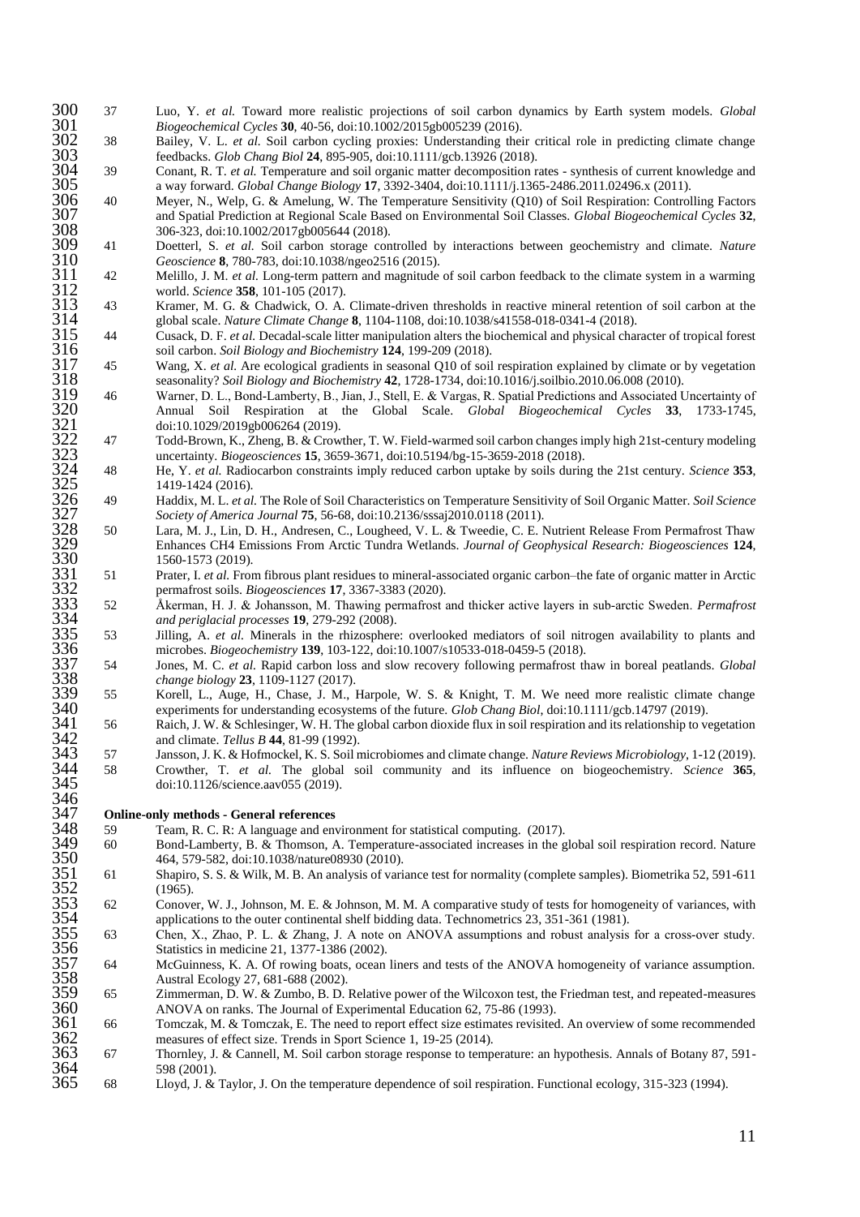37 Luo, Y. *et al.* Toward more realistic projections of soil carbon dynamics by Earth system models. *Global Biogeochemical Cycles* **30**, 40-56, doi:10.1002/2015gb005239 (2016).

38 Bailey, V. L. *et al.* Soil carbon cycling proxies: Understanding their critical role in predicting climate change feedbacks. *Glob Chang Biol* **24**, 895-905, doi:10.1111/gcb.13926 (2018).

39 Conant, R. T. *et al.* Temperature and soil organic matter decomposition rates - synthesis of current knowledge and a way forward. *Global Change Biology* **17**, 3392-3404, doi:10.1111/j.1365-2486.2011.02496.x (2011).

40 Meyer, N., Welp, G. & Amelung, W. The Temperature Sensitivity (Q10) of Soil Respiration: Controlling Factors and Spatial Prediction at Regional Scale Based on Environmental Soil Classes. *Global Biogeochemical Cycles* **32**, 306-323, doi:10.1002/2017gb005644 (2018).

41 Doetterl, S. *et al.* Soil carbon storage controlled by interactions between geochemistry and climate. *Nature Geoscience* **8**, 780-783, doi:10.1038/ngeo2516 (2015).

42 Melillo, J. M. *et al.* Long-term pattern and magnitude of soil carbon feedback to the climate system in a warming world. *Science* **358**, 101-105 (2017).

43 Kramer, M. G. & Chadwick, O. A. Climate-driven thresholds in reactive mineral retention of soil carbon at the global scale. *Nature Climate Change* **8**, 1104-1108, doi:10.1038/s41558-018-0341-4 (2018).

44 Cusack, D. F. *et al.* Decadal-scale litter manipulation alters the biochemical and physical character of tropical forest soil carbon. *Soil Biology and Biochemistry* **124**, 199-209 (2018).

45 Wang, X. *et al.* Are ecological gradients in seasonal Q10 of soil respiration explained by climate or by vegetation seasonality? *Soil Biology and Biochemistry* **42**, 1728-1734, doi:10.1016/j.soilbio.2010.06.008 (2010).

46 Warner, D. L., Bond-Lamberty, B., Jian, J., Stell, E. & Vargas, R. Spatial Predictions and Associated Uncertainty of Annual Soil Respiration at the Global Scale. *Global Biogeochemical Cycles* **33**, 1733-1745, doi:10.1029/2019gb006264 (2019).

47 Todd-Brown, K., Zheng, B. & Crowther, T. W. Field-warmed soil carbon changes imply high 21st-century modeling uncertainty. *Biogeosciences* **15**, 3659-3671, doi:10.5194/bg-15-3659-2018 (2018).

48 He, Y. *et al.* Radiocarbon constraints imply reduced carbon uptake by soils during the 21st century. *Science* **353**, 1419-1424 (2016).

49 Haddix, M. L. *et al.* The Role of Soil Characteristics on Temperature Sensitivity of Soil Organic Matter. *Soil Science Society of America Journal* **75**, 56-68, doi:10.2136/sssaj2010.0118 (2011).

50 Lara, M. J., Lin, D. H., Andresen, C., Lougheed, V. L. & Tweedie, C. E. Nutrient Release From Permafrost Thaw Enhances CH4 Emissions From Arctic Tundra Wetlands. *Journal of Geophysical Research: Biogeosciences* **124**, 1560-1573 (2019).

51 Prater, I. *et al.* From fibrous plant residues to mineral-associated organic carbon–the fate of organic matter in Arctic permafrost soils. *Biogeosciences* **17**, 3367-3383 (2020).

52 Åkerman, H. J. & Johansson, M. Thawing permafrost and thicker active layers in sub-arctic Sweden. *Permafrost and periglacial processes* **19**, 279-292 (2008).

53 Jilling, A. *et al.* Minerals in the rhizosphere: overlooked mediators of soil nitrogen availability to plants and microbes. *Biogeochemistry* **139**, 103-122, doi:10.1007/s10533-018-0459-5 (2018).

54 Jones, M. C. *et al.* Rapid carbon loss and slow recovery following permafrost thaw in boreal peatlands. *Global change biology* **23**, 1109-1127 (2017).

55 Korell, L., Auge, H., Chase, J. M., Harpole, W. S. & Knight, T. M. We need more realistic climate change experiments for understanding ecosystems of the future. *Glob Chang Biol*, doi:10.1111/gcb.14797 (2019).

56 Raich, J. W. & Schlesinger, W. H. The global carbon dioxide flux in soil respiration and its relationship to vegetation and climate. *Tellus B* **44**, 81-99 (1992).

57 Jansson, J. K. & Hofmockel, K. S. Soil microbiomes and climate change. *Nature Reviews Microbiology*, 1-12 (2019).

58 Crowther, T. *et al.* The global soil community and its influence on biogeochemistry. *Science* **365**, doi:10.1126/science.aav055 (2019).

**Online-only methods - General references**

59 Team, R. C. R: A language and environment for statistical computing. (2017).

60 Bond-Lamberty, B. & Thomson, A. Temperature-associated increases in the global soil respiration record. Nature 464, 579-582, doi:10.1038/nature08930 (2010).

61 Shapiro, S. S. & Wilk, M. B. An analysis of variance test for normality (complete samples). Biometrika 52, 591-611 (1965).

62 Conover, W. J., Johnson, M. E. & Johnson, M. M. A comparative study of tests for homogeneity of variances, with applications to the outer continental shelf bidding data. Technometrics 23, 351-361 (1981).

63 Chen, X., Zhao, P. L. & Zhang, J. A note on ANOVA assumptions and robust analysis for a cross-over study. Statistics in medicine 21, 1377-1386 (2002).

64 McGuinness, K. A. Of rowing boats, ocean liners and tests of the ANOVA homogeneity of variance assumption. Austral Ecology 27, 681-688 (2002).

65 Zimmerman, D. W. & Zumbo, B. D. Relative power of the Wilcoxon test, the Friedman test, and repeated-measures ANOVA on ranks. The Journal of Experimental Education 62, 75-86 (1993).

66 Tomczak, M. & Tomczak, E. The need to report effect size estimates revisited. An overview of some recommended measures of effect size. Trends in Sport Science 1, 19-25 (2014).

67 Thornley, J. & Cannell, M. Soil carbon storage response to temperature: an hypothesis. Annals of Botany 87, 591-598 (2001).

68 Lloyd, J. & Taylor, J. On the temperature dependence of soil respiration. Functional ecology, 315-323 (1994).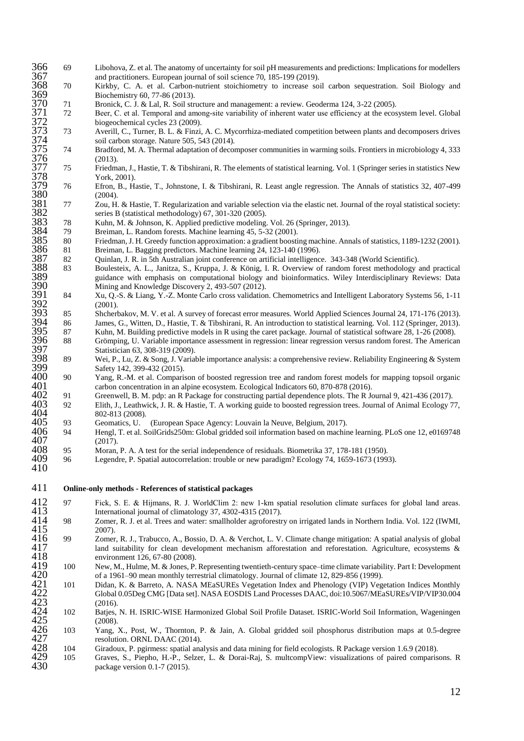69. Libohova, Z. et al. The anatomy of uncertainty for soil pH measurements and predictions: Implications for modellers and practitioners. European journal of soil science 70, 185-199 (2019).
70. Kirkby, C. A. et al. Carbon-nutrient stoichiometry to increase soil carbon sequestration. Soil Biology and Biochemistry 60, 77-86 (2013).
71. Bronick, C. J. & Lal, R. Soil structure and management: a review. Geoderma 124, 3-22 (2005).
72. Beer, C. et al. Temporal and among-site variability of inherent water use efficiency at the ecosystem level. Global biogeochemical cycles 23 (2009).
73. Averill, C., Turner, B. L. & Finzi, A. C. Mycorrhiza-mediated competition between plants and decomposers drives soil carbon storage. Nature 505, 543 (2014).
74. Bradford, M. A. Thermal adaptation of decomposer communities in warming soils. Frontiers in microbiology 4, 333 (2013).
75. Friedman, J., Hastie, T. & Tibshirani, R. The elements of statistical learning. Vol. 1 (Springer series in statistics New York, 2001).
76. Efron, B., Hastie, T., Johnstone, I. & Tibshirani, R. Least angle regression. The Annals of statistics 32, 407-499 (2004).
77. Zou, H. & Hastie, T. Regularization and variable selection via the elastic net. Journal of the royal statistical society: series B (statistical methodology) 67, 301-320 (2005).
78. Kuhn, M. & Johnson, K. Applied predictive modeling. Vol. 26 (Springer, 2013).
79. Breiman, L. Random forests. Machine learning 45, 5-32 (2001).
80. Friedman, J. H. Greedy function approximation: a gradient boosting machine. Annals of statistics, 1189-1232 (2001).
81. Breiman, L. Bagging predictors. Machine learning 24, 123-140 (1996).
82. Quinlan, J. R. in 5th Australian joint conference on artificial intelligence. 343-348 (World Scientific).
83. Boulesteix, A. L., Janitza, S., Kruppa, J. & König, I. R. Overview of random forest methodology and practical guidance with emphasis on computational biology and bioinformatics. Wiley Interdisciplinary Reviews: Data Mining and Knowledge Discovery 2, 493-507 (2012).
84. Xu, Q.-S. & Liang, Y.-Z. Monte Carlo cross validation. Chemometrics and Intelligent Laboratory Systems 56, 1-11 (2001).
85. Shcherbakov, M. V. et al. A survey of forecast error measures. World Applied Sciences Journal 24, 171-176 (2013).
86. James, G., Witten, D., Hastie, T. & Tibshirani, R. An introduction to statistical learning. Vol. 112 (Springer, 2013).
87. Kuhn, M. Building predictive models in R using the caret package. Journal of statistical software 28, 1-26 (2008).
88. Grömping, U. Variable importance assessment in regression: linear regression versus random forest. The American Statistician 63, 308-319 (2009).
89. Wei, P., Lu, Z. & Song, J. Variable importance analysis: a comprehensive review. Reliability Engineering & System Safety 142, 399-432 (2015).
90. Yang, R.-M. et al. Comparison of boosted regression tree and random forest models for mapping topsoil organic carbon concentration in an alpine ecosystem. Ecological Indicators 60, 870-878 (2016).
91. Greenwell, B. M. pdp: an R Package for constructing partial dependence plots. The R Journal 9, 421-436 (2017).
92. Elith, J., Leathwick, J. R. & Hastie, T. A working guide to boosted regression trees. Journal of Animal Ecology 77, 802-813 (2008).
93. Geomatics, U. (European Space Agency: Louvain la Neuve, Belgium, 2017).
94. Hengl, T. et al. SoilGrids250m: Global gridded soil information based on machine learning. PLoS one 12, e0169748 (2017).
95. Moran, P. A. A test for the serial independence of residuals. Biometrika 37, 178-181 (1950).
96. Legendre, P. Spatial autocorrelation: trouble or new paradigm? Ecology 74, 1659-1673 (1993).

**Online-only methods - References of statistical packages**

97. Fick, S. E. & Hijmans, R. J. WorldClim 2: new 1-km spatial resolution climate surfaces for global land areas. International journal of climatology 37, 4302-4315 (2017).
98. Zomer, R. J. et al. Trees and water: smallholder agroforestry on irrigated lands in Northern India. Vol. 122 (IWMI, 2007).
99. Zomer, R. J., Trabucco, A., Bossio, D. A. & Verchot, L. V. Climate change mitigation: A spatial analysis of global land suitability for clean development mechanism afforestation and reforestation. Agriculture, ecosystems & environment 126, 67-80 (2008).
100. New, M., Hulme, M. & Jones, P. Representing twentieth-century space–time climate variability. Part I: Development of a 1961–90 mean monthly terrestrial climatology. Journal of climate 12, 829-856 (1999).
101. Didan, K. & Barreto, A. NASA MEaSUREs Vegetation Index and Phenology (VIP) Vegetation Indices Monthly Global 0.05Deg CMG [Data set]. NASA EOSDIS Land Processes DAAC, doi:10.5067/MEaSUREs/VIP/VIP30.004 (2016).
102. Batjes, N. H. ISRIC-WISE Harmonized Global Soil Profile Dataset. ISRIC-World Soil Information, Wageningen (2008).
103. Yang, X., Post, W., Thornton, P. & Jain, A. Global gridded soil phosphorus distribution maps at 0.5-degree resolution. ORNL DAAC (2014).
104. Giradoux, P. pgirmess: spatial analysis and data mining for field ecologists. R Package version 1.6.9 (2018).
105. Graves, S., Piepho, H.-P., Selzer, L. & Dorai-Raj, S. multcompView: visualizations of paired comparisons. R package version 0.1-7 (2015).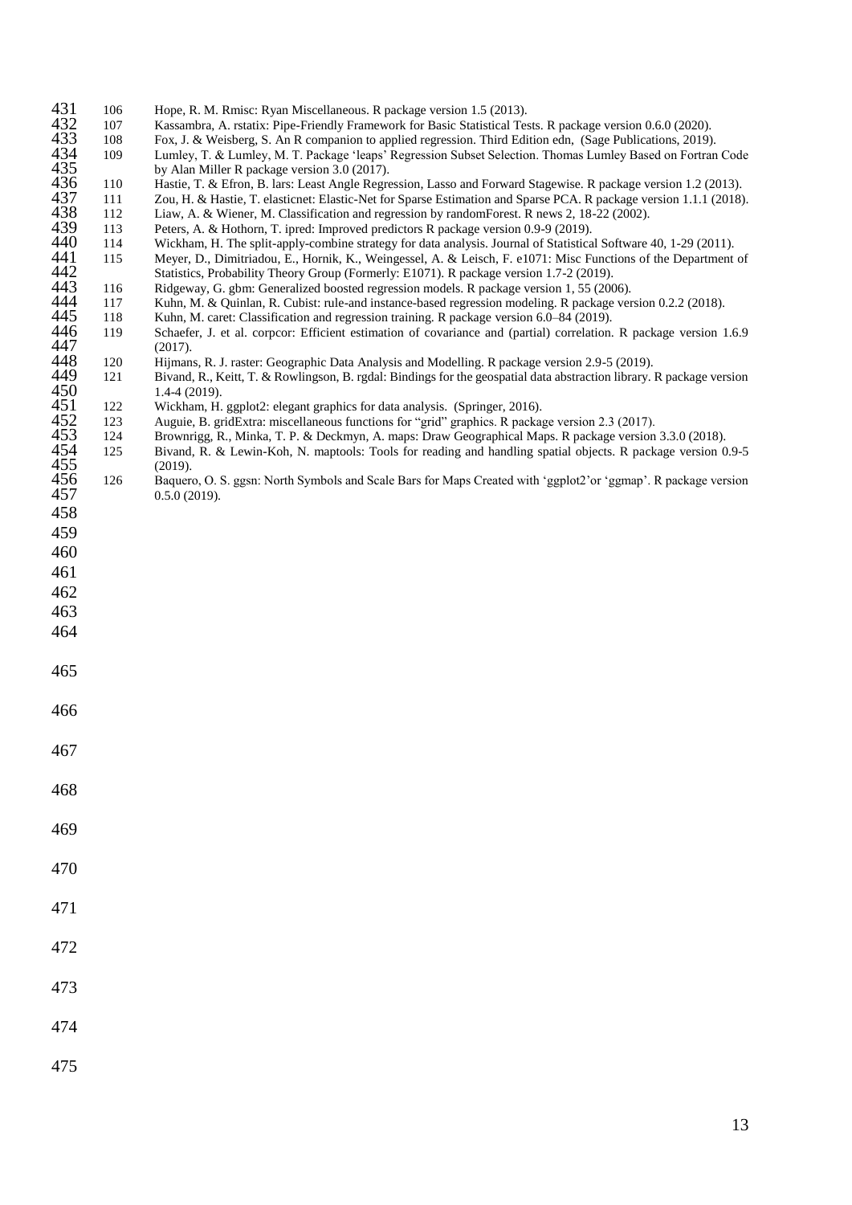106. Hope, R. M. Rmisc: Ryan Miscellaneous. R package version 1.5 (2013).
107. Kassambra, A. rstatix: Pipe-Friendly Framework for Basic Statistical Tests. R package version 0.6.0 (2020).
108. Fox, J. & Weisberg, S. An R companion to applied regression. Third Edition edn, (Sage Publications, 2019).
109. Lumley, T. & Lumley, M. T. Package 'leaps' Regression Subset Selection. Thomas Lumley Based on Fortran Code by Alan Miller R package version 3.0 (2017).
110. Hastie, T. & Efron, B. lars: Least Angle Regression, Lasso and Forward Stagewise. R package version 1.2 (2013).
111. Zou, H. & Hastie, T. elasticnet: Elastic-Net for Sparse Estimation and Sparse PCA. R package version 1.1.1 (2018).
112. Liaw, A. & Wiener, M. Classification and regression by randomForest. R news 2, 18-22 (2002).
113. Peters, A. & Hothorn, T. ipred: Improved predictors R package version 0.9-9 (2019).
114. Wickham, H. The split-apply-combine strategy for data analysis. Journal of Statistical Software 40, 1-29 (2011).
115. Meyer, D., Dimitriadou, E., Hornik, K., Weingessel, A. & Leisch, F. e1071: Misc Functions of the Department of Statistics, Probability Theory Group (Formerly: E1071). R package version 1.7-2 (2019).
116. Ridgeway, G. gbm: Generalized boosted regression models. R package version 1, 55 (2006).
117. Kuhn, M. & Quinlan, R. Cubist: rule-and instance-based regression modeling. R package version 0.2.2 (2018).
118. Kuhn, M. caret: Classification and regression training. R package version 6.0–84 (2019).
119. Schaefer, J. et al. corpcor: Efficient estimation of covariance and (partial) correlation. R package version 1.6.9 (2017).
120. Hijmans, R. J. raster: Geographic Data Analysis and Modelling. R package version 2.9-5 (2019).
121. Bivand, R., Keitt, T. & Rowlingson, B. rgdal: Bindings for the geospatial data abstraction library. R package version 1.4-4 (2019).
122. Wickham, H. ggplot2: elegant graphics for data analysis. (Springer, 2016).
123. Auguie, B. gridExtra: miscellaneous functions for "grid" graphics. R package version 2.3 (2017).
124. Brownrigg, R., Minka, T. P. & Deckmyn, A. maps: Draw Geographical Maps. R package version 3.3.0 (2018).
125. Bivand, R. & Lewin-Koh, N. maptools: Tools for reading and handling spatial objects. R package version 0.9-5 (2019).
126. Baquero, O. S. ggsn: North Symbols and Scale Bars for Maps Created with 'ggplot2'or 'ggmap'. R package version 0.5.0 (2019).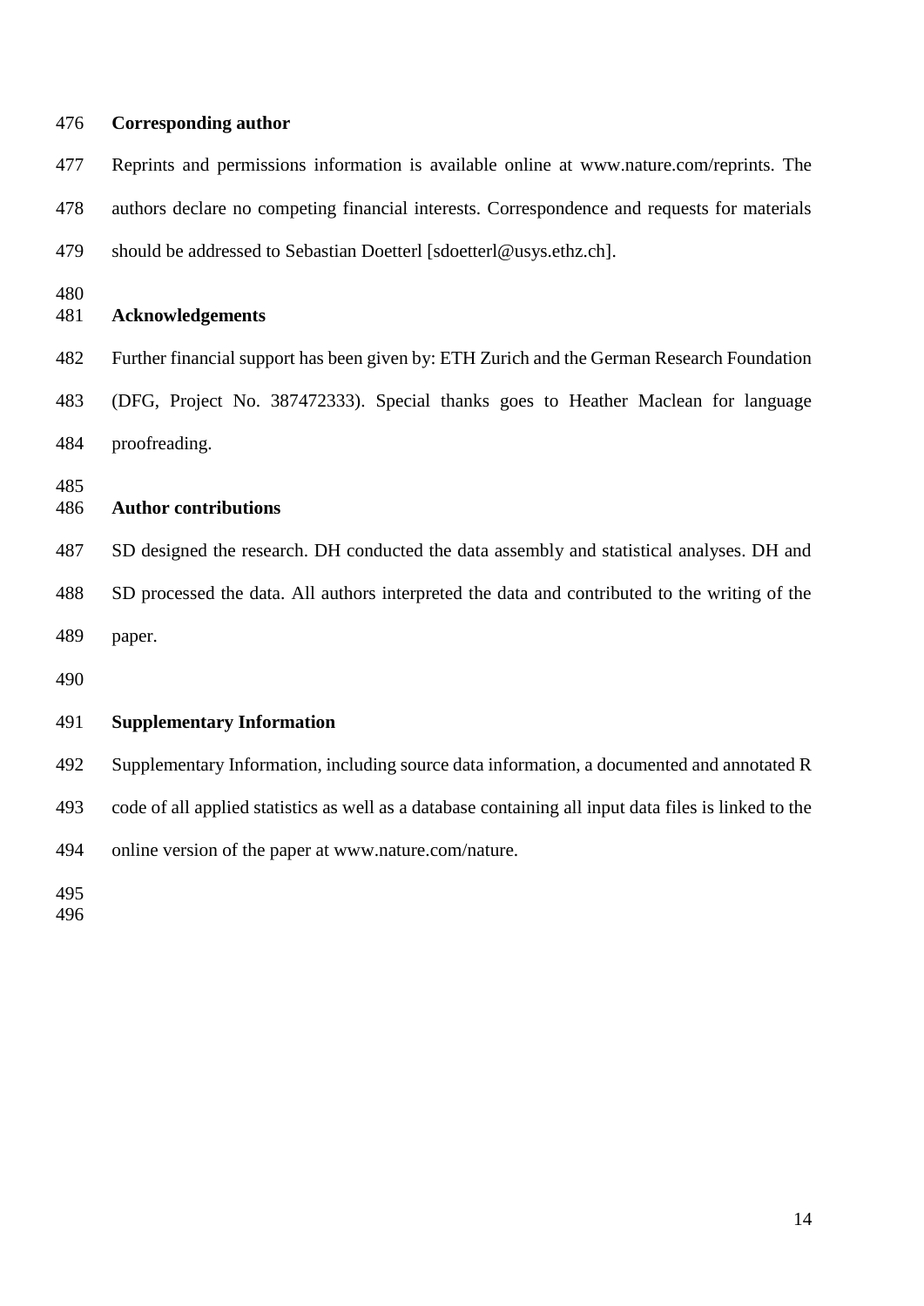## Corresponding author

Reprints and permissions information is available online at www.nature.com/reprints. The authors declare no competing financial interests. Correspondence and requests for materials should be addressed to Sebastian Doetterl [sdoetterl@usys.ethz.ch].

## Acknowledgements

Further financial support has been given by: ETH Zurich and the German Research Foundation (DFG, Project No. 387472333). Special thanks goes to Heather Maclean for language proofreading.

## Author contributions

SD designed the research. DH conducted the data assembly and statistical analyses. DH and SD processed the data. All authors interpreted the data and contributed to the writing of the paper.

## Supplementary Information

Supplementary Information, including source data information, a documented and annotated R code of all applied statistics as well as a database containing all input data files is linked to the online version of the paper at www.nature.com/nature.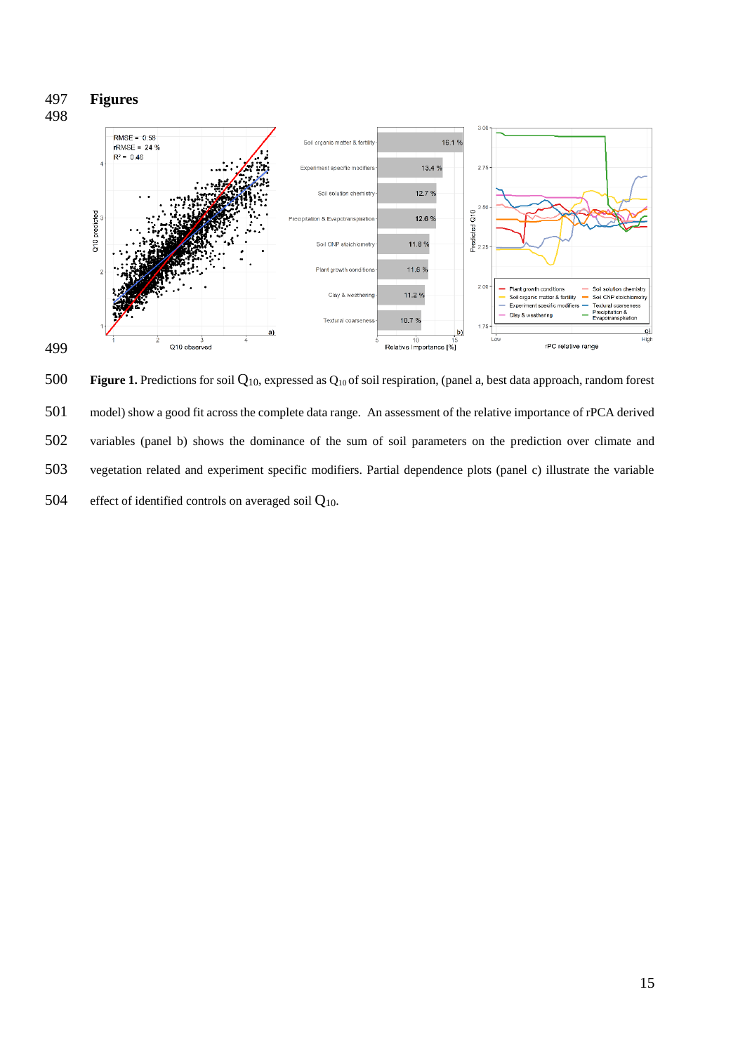# Figures

**Figure 1.** Predictions for soil $Q_{10}$, expressed as $Q_{10}$ of soil respiration, (panel a, best data approach, random forest model) show a good fit across the complete data range. An assessment of the relative importance of rPCA derived variables (panel b) shows the dominance of the sum of soil parameters on the prediction over climate and vegetation related and experiment specific modifiers. Partial dependence plots (panel c) illustrate the variable effect of identified controls on averaged soil $Q_{10}$.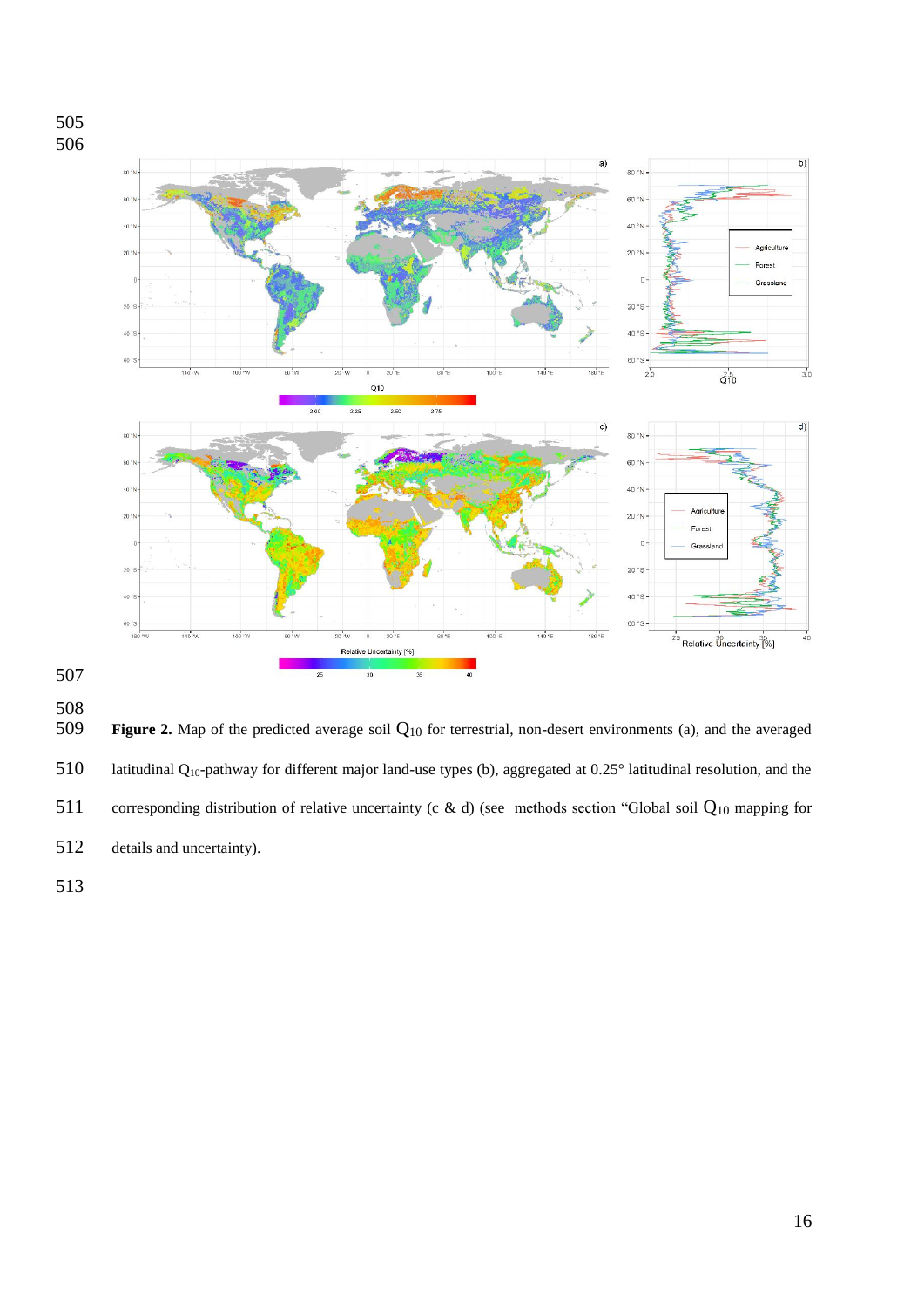**Figure 2.** Map of the predicted average soil $Q_{10}$ for terrestrial, non-desert environments (a), and the averaged latitudinal $Q_{10}$-pathway for different major land-use types (b), aggregated at 0.25° latitudinal resolution, and the corresponding distribution of relative uncertainty (c & d) (see methods section "Global soil $Q_{10}$ mapping for details and uncertainty).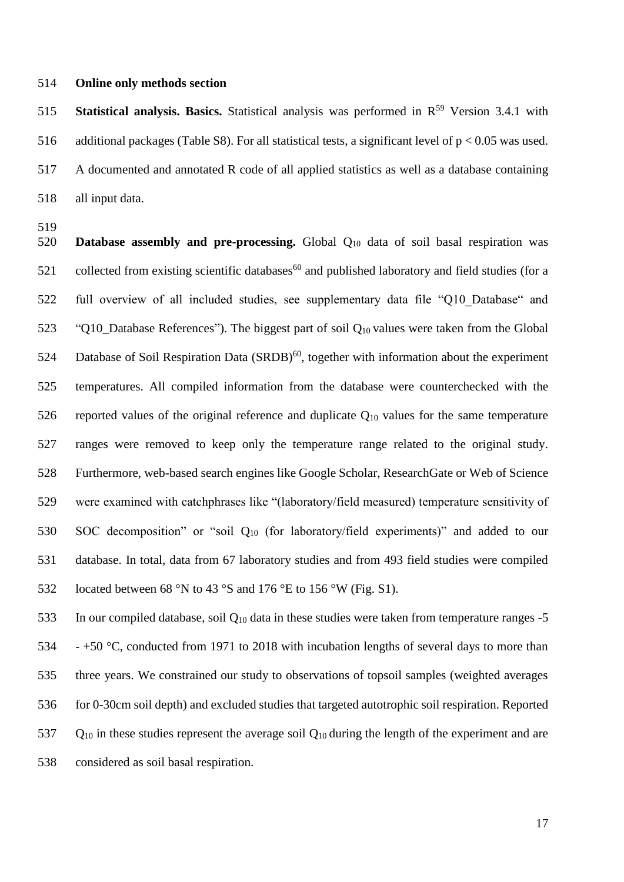**Online only methods section**

**Statistical analysis. Basics.** Statistical analysis was performed in R[59] Version 3.4.1 with additional packages (Table S8). For all statistical tests, a significant level of $p < 0.05$ was used. A documented and annotated R code of all applied statistics as well as a database containing all input data.

**Database assembly and pre-processing.** Global $Q_{10}$ data of soil basal respiration was collected from existing scientific databases[60] and published laboratory and field studies (for a full overview of all included studies, see supplementary data file "Q10_Database" and "Q10_Database References"). The biggest part of soil $Q_{10}$ values were taken from the Global Database of Soil Respiration Data (SRDB)[60], together with information about the experiment temperatures. All compiled information from the database were counterchecked with the reported values of the original reference and duplicate $Q_{10}$ values for the same temperature ranges were removed to keep only the temperature range related to the original study. Furthermore, web-based search engines like Google Scholar, ResearchGate or Web of Science were examined with catchphrases like "(laboratory/field measured) temperature sensitivity of SOC decomposition" or "soil $Q_{10}$ (for laboratory/field experiments)" and added to our database. In total, data from 67 laboratory studies and from 493 field studies were compiled located between 68 °N to 43 °S and 176 °E to 156 °W (Fig. S1).

In our compiled database, soil $Q_{10}$ data in these studies were taken from temperature ranges -5 - +50 °C, conducted from 1971 to 2018 with incubation lengths of several days to more than three years. We constrained our study to observations of topsoil samples (weighted averages for 0-30cm soil depth) and excluded studies that targeted autotrophic soil respiration. Reported $Q_{10}$ in these studies represent the average soil $Q_{10}$ during the length of the experiment and are considered as soil basal respiration.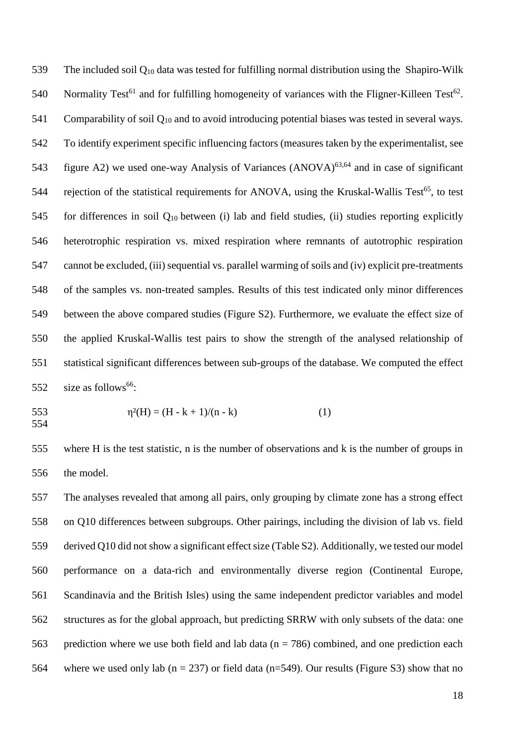The included soil $Q_{10}$ data was tested for fulfilling normal distribution using the Shapiro-Wilk Normality Test[61] and for fulfilling homogeneity of variances with the Fligner-Killeen Test[62]. Comparability of soil $Q_{10}$ and to avoid introducing potential biases was tested in several ways. To identify experiment specific influencing factors (measures taken by the experimentalist, see figure A2) we used one-way Analysis of Variances (ANOVA)[63,64] and in case of significant rejection of the statistical requirements for ANOVA, using the Kruskal-Wallis Test[65], to test for differences in soil $Q_{10}$ between (i) lab and field studies, (ii) studies reporting explicitly heterotrophic respiration vs. mixed respiration where remnants of autotrophic respiration cannot be excluded, (iii) sequential vs. parallel warming of soils and (iv) explicit pre-treatments of the samples vs. non-treated samples. Results of this test indicated only minor differences between the above compared studies (Figure S2). Furthermore, we evaluate the effect size of the applied Kruskal-Wallis test pairs to show the strength of the analysed relationship of statistical significant differences between sub-groups of the database. We computed the effect size as follows[66]:

$$\eta^2(H) = (H - k + 1)/(n - k) \qquad (1)$$

where H is the test statistic, n is the number of observations and k is the number of groups in the model.

The analyses revealed that among all pairs, only grouping by climate zone has a strong effect on Q10 differences between subgroups. Other pairings, including the division of lab vs. field derived Q10 did not show a significant effect size (Table S2). Additionally, we tested our model performance on a data-rich and environmentally diverse region (Continental Europe, Scandinavia and the British Isles) using the same independent predictor variables and model structures as for the global approach, but predicting SRRW with only subsets of the data: one prediction where we use both field and lab data ($n = 786$) combined, and one prediction each where we used only lab ($n = 237$) or field data ($n=549$). Our results (Figure S3) show that no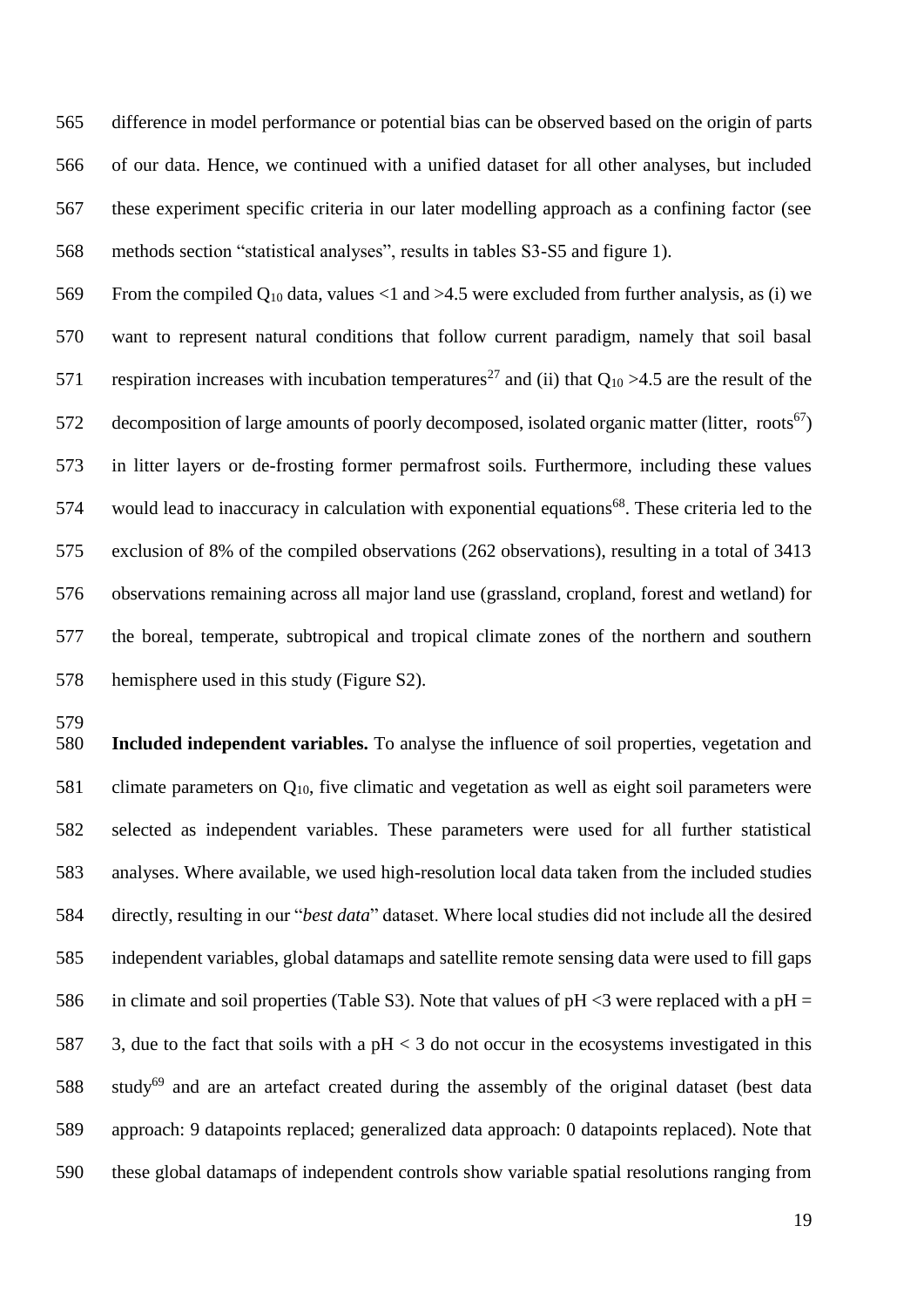difference in model performance or potential bias can be observed based on the origin of parts of our data. Hence, we continued with a unified dataset for all other analyses, but included these experiment specific criteria in our later modelling approach as a confining factor (see methods section "statistical analyses", results in tables S3-S5 and figure 1).

From the compiled $Q_{10}$ data, values <1 and >4.5 were excluded from further analysis, as (i) we want to represent natural conditions that follow current paradigm, namely that soil basal respiration increases with incubation temperatures[27] and (ii) that $Q_{10}$ >4.5 are the result of the decomposition of large amounts of poorly decomposed, isolated organic matter (litter, roots[67]) in litter layers or de-frosting former permafrost soils. Furthermore, including these values would lead to inaccuracy in calculation with exponential equations[68]. These criteria led to the exclusion of 8% of the compiled observations (262 observations), resulting in a total of 3413 observations remaining across all major land use (grassland, cropland, forest and wetland) for the boreal, temperate, subtropical and tropical climate zones of the northern and southern hemisphere used in this study (Figure S2).

**Included independent variables.** To analyse the influence of soil properties, vegetation and climate parameters on $Q_{10}$, five climatic and vegetation as well as eight soil parameters were selected as independent variables. These parameters were used for all further statistical analyses. Where available, we used high-resolution local data taken from the included studies directly, resulting in our "*best data*" dataset. Where local studies did not include all the desired independent variables, global datamaps and satellite remote sensing data were used to fill gaps in climate and soil properties (Table S3). Note that values of pH <3 were replaced with a pH = 3, due to the fact that soils with a pH < 3 do not occur in the ecosystems investigated in this study[69] and are an artefact created during the assembly of the original dataset (best data approach: 9 datapoints replaced; generalized data approach: 0 datapoints replaced). Note that these global datamaps of independent controls show variable spatial resolutions ranging from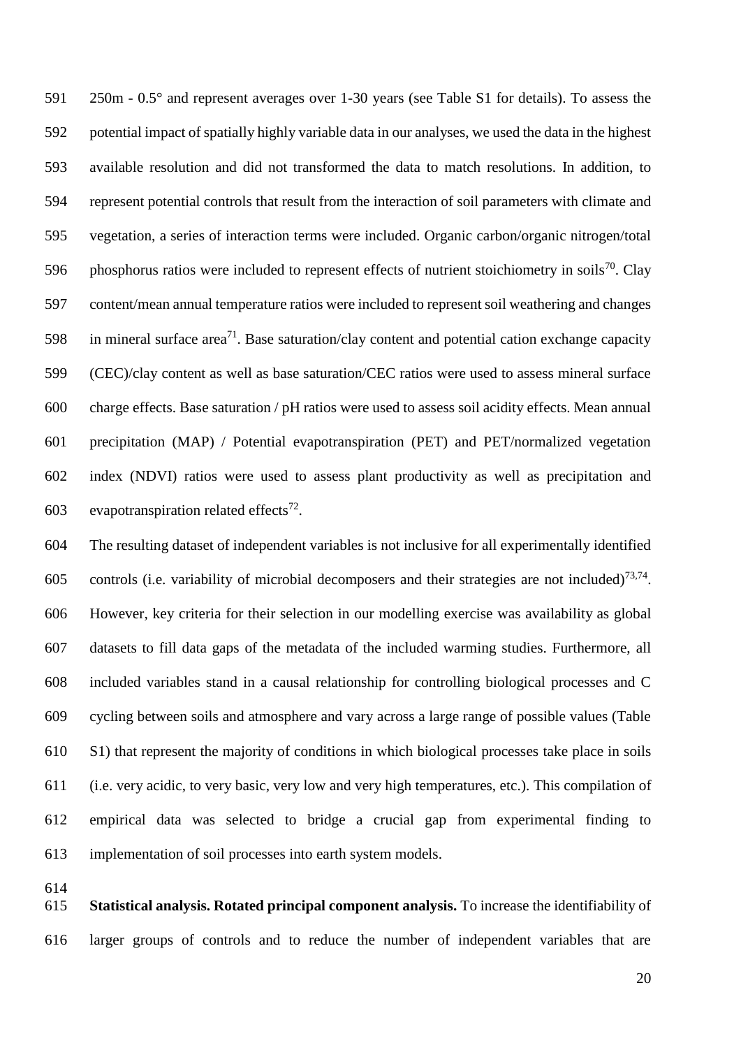250m - 0.5° and represent averages over 1-30 years (see Table S1 for details). To assess the potential impact of spatially highly variable data in our analyses, we used the data in the highest available resolution and did not transformed the data to match resolutions. In addition, to represent potential controls that result from the interaction of soil parameters with climate and vegetation, a series of interaction terms were included. Organic carbon/organic nitrogen/total phosphorus ratios were included to represent effects of nutrient stoichiometry in soils[70]. Clay content/mean annual temperature ratios were included to represent soil weathering and changes in mineral surface area[71]. Base saturation/clay content and potential cation exchange capacity (CEC)/clay content as well as base saturation/CEC ratios were used to assess mineral surface charge effects. Base saturation / pH ratios were used to assess soil acidity effects. Mean annual precipitation (MAP) / Potential evapotranspiration (PET) and PET/normalized vegetation index (NDVI) ratios were used to assess plant productivity as well as precipitation and evapotranspiration related effects[72].

The resulting dataset of independent variables is not inclusive for all experimentally identified controls (i.e. variability of microbial decomposers and their strategies are not included)[73,74]. However, key criteria for their selection in our modelling exercise was availability as global datasets to fill data gaps of the metadata of the included warming studies. Furthermore, all included variables stand in a causal relationship for controlling biological processes and C cycling between soils and atmosphere and vary across a large range of possible values (Table S1) that represent the majority of conditions in which biological processes take place in soils (i.e. very acidic, to very basic, very low and very high temperatures, etc.). This compilation of empirical data was selected to bridge a crucial gap from experimental finding to implementation of soil processes into earth system models.

**Statistical analysis. Rotated principal component analysis.** To increase the identifiability of larger groups of controls and to reduce the number of independent variables that are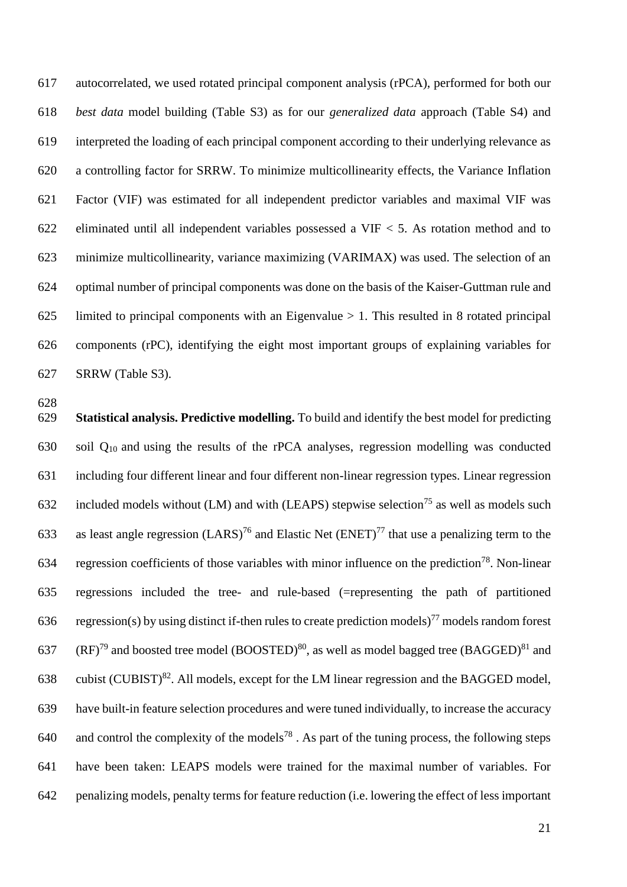autocorrelated, we used rotated principal component analysis (rPCA), performed for both our *best data* model building (Table S3) as for our *generalized data* approach (Table S4) and interpreted the loading of each principal component according to their underlying relevance as a controlling factor for SRRW. To minimize multicollinearity effects, the Variance Inflation Factor (VIF) was estimated for all independent predictor variables and maximal VIF was eliminated until all independent variables possessed a VIF < 5. As rotation method and to minimize multicollinearity, variance maximizing (VARIMAX) was used. The selection of an optimal number of principal components was done on the basis of the Kaiser-Guttman rule and limited to principal components with an Eigenvalue > 1. This resulted in 8 rotated principal components (rPC), identifying the eight most important groups of explaining variables for SRRW (Table S3).

**Statistical analysis. Predictive modelling.** To build and identify the best model for predicting soil $Q_{10}$ and using the results of the rPCA analyses, regression modelling was conducted including four different linear and four different non-linear regression types. Linear regression included models without (LM) and with (LEAPS) stepwise selection[75] as well as models such as least angle regression (LARS)[76] and Elastic Net (ENET)[77] that use a penalizing term to the regression coefficients of those variables with minor influence on the prediction[78]. Non-linear regressions included the tree- and rule-based (=representing the path of partitioned regression(s) by using distinct if-then rules to create prediction models)[77] models random forest (RF)[79] and boosted tree model (BOOSTED)[80], as well as model bagged tree (BAGGED)[81] and cubist (CUBIST)[82]. All models, except for the LM linear regression and the BAGGED model, have built-in feature selection procedures and were tuned individually, to increase the accuracy and control the complexity of the models[78] . As part of the tuning process, the following steps have been taken: LEAPS models were trained for the maximal number of variables. For penalizing models, penalty terms for feature reduction (i.e. lowering the effect of less important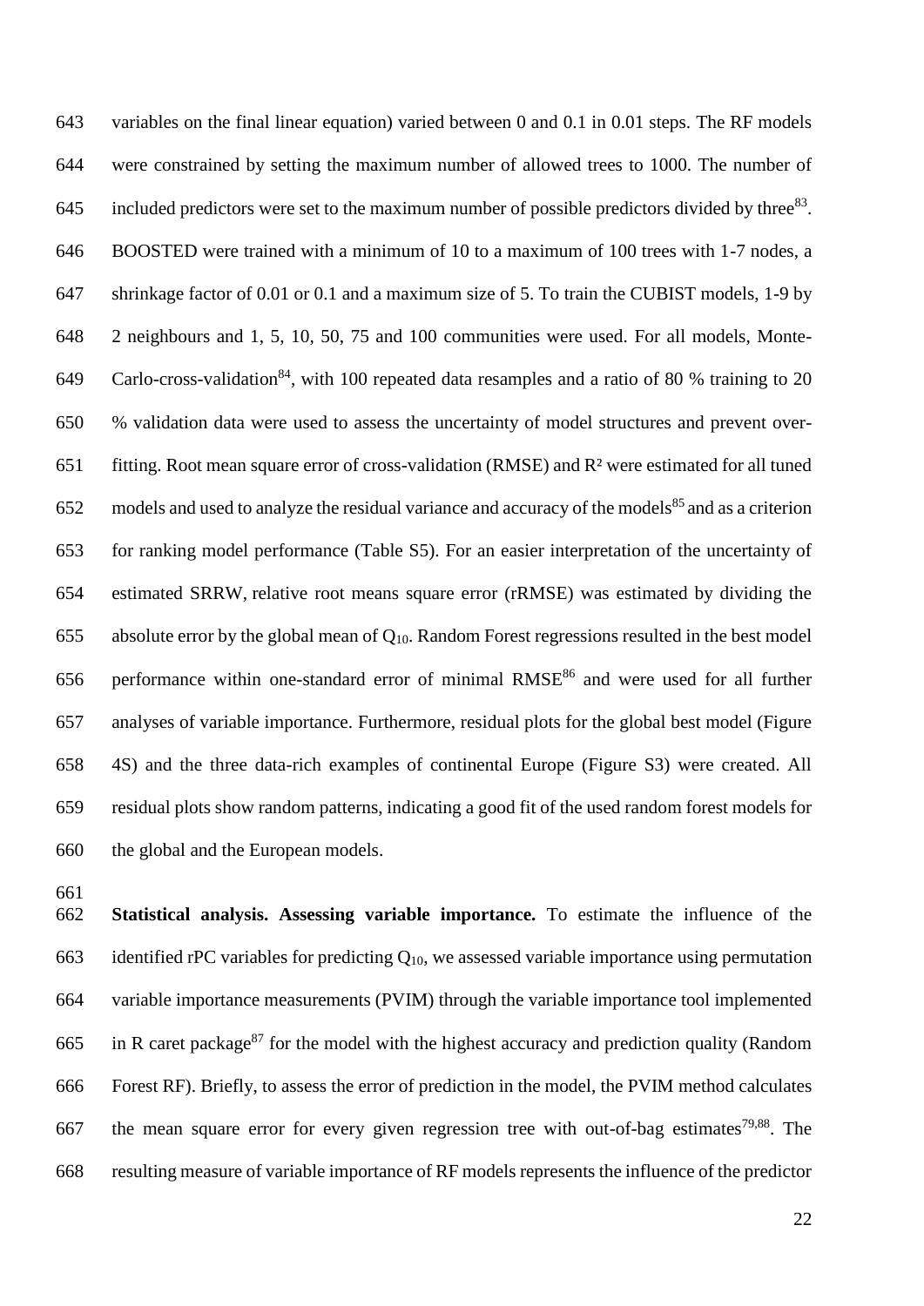variables on the final linear equation) varied between 0 and 0.1 in 0.01 steps. The RF models were constrained by setting the maximum number of allowed trees to 1000. The number of included predictors were set to the maximum number of possible predictors divided by three[83]. BOOSTED were trained with a minimum of 10 to a maximum of 100 trees with 1-7 nodes, a shrinkage factor of 0.01 or 0.1 and a maximum size of 5. To train the CUBIST models, 1-9 by 2 neighbours and 1, 5, 10, 50, 75 and 100 communities were used. For all models, Monte-Carlo-cross-validation[84], with 100 repeated data resamples and a ratio of 80 % training to 20 % validation data were used to assess the uncertainty of model structures and prevent over-fitting. Root mean square error of cross-validation (RMSE) and $R^2$ were estimated for all tuned models and used to analyze the residual variance and accuracy of the models[85] and as a criterion for ranking model performance (Table S5). For an easier interpretation of the uncertainty of estimated SRRW, relative root means square error (rRMSE) was estimated by dividing the absolute error by the global mean of $Q_{10}$. Random Forest regressions resulted in the best model performance within one-standard error of minimal RMSE[86] and were used for all further analyses of variable importance. Furthermore, residual plots for the global best model (Figure 4S) and the three data-rich examples of continental Europe (Figure S3) were created. All residual plots show random patterns, indicating a good fit of the used random forest models for the global and the European models.

**Statistical analysis. Assessing variable importance.** To estimate the influence of the identified rPC variables for predicting $Q_{10}$, we assessed variable importance using permutation variable importance measurements (PVIM) through the variable importance tool implemented in R caret package[87] for the model with the highest accuracy and prediction quality (Random Forest RF). Briefly, to assess the error of prediction in the model, the PVIM method calculates the mean square error for every given regression tree with out-of-bag estimates[79,88]. The resulting measure of variable importance of RF models represents the influence of the predictor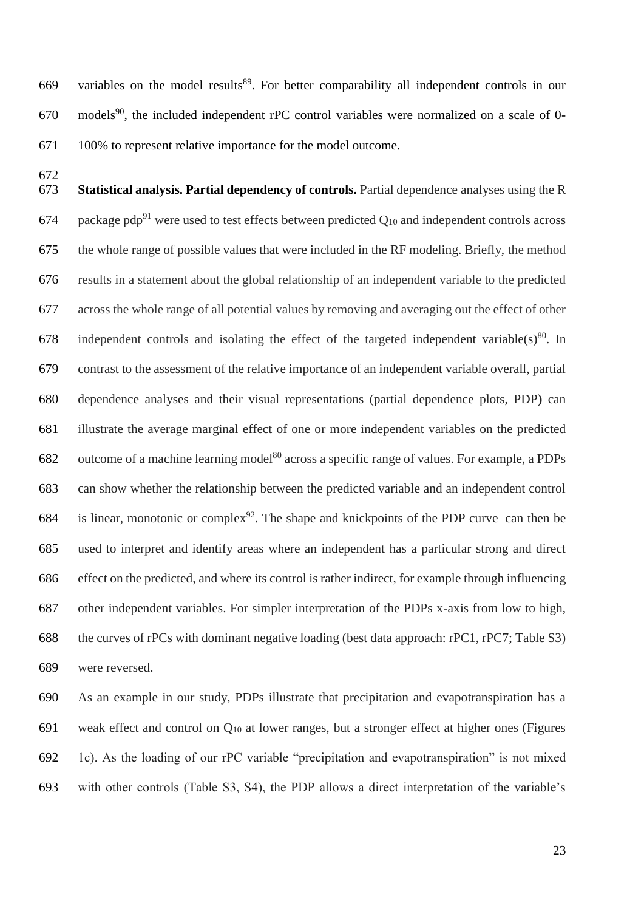variables on the model results[89]. For better comparability all independent controls in our models[90], the included independent rPC control variables were normalized on a scale of 0-100% to represent relative importance for the model outcome.

**Statistical analysis. Partial dependency of controls.** Partial dependence analyses using the R package pdp[91] were used to test effects between predicted $Q_{10}$ and independent controls across the whole range of possible values that were included in the RF modeling. Briefly, the method results in a statement about the global relationship of an independent variable to the predicted across the whole range of all potential values by removing and averaging out the effect of other independent controls and isolating the effect of the targeted independent variable(s)[80]. In contrast to the assessment of the relative importance of an independent variable overall, partial dependence analyses and their visual representations (partial dependence plots, PDP**)** can illustrate the average marginal effect of one or more independent variables on the predicted outcome of a machine learning model[80] across a specific range of values. For example, a PDPs can show whether the relationship between the predicted variable and an independent control is linear, monotonic or complex[92]. The shape and knickpoints of the PDP curve can then be used to interpret and identify areas where an independent has a particular strong and direct effect on the predicted, and where its control is rather indirect, for example through influencing other independent variables. For simpler interpretation of the PDPs x-axis from low to high, the curves of rPCs with dominant negative loading (best data approach: rPC1, rPC7; Table S3) were reversed.

As an example in our study, PDPs illustrate that precipitation and evapotranspiration has a weak effect and control on $Q_{10}$ at lower ranges, but a stronger effect at higher ones (Figures 1c). As the loading of our rPC variable "precipitation and evapotranspiration" is not mixed with other controls (Table S3, S4), the PDP allows a direct interpretation of the variable's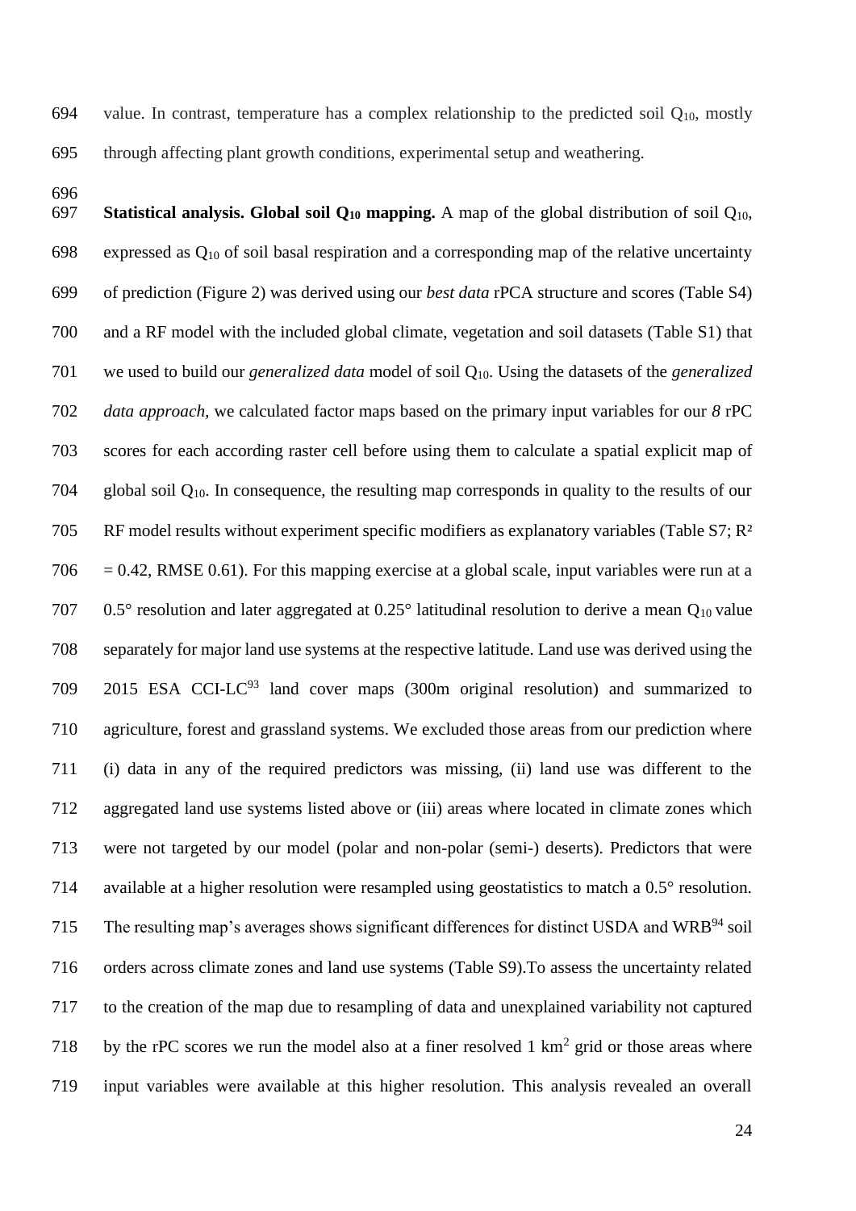value. In contrast, temperature has a complex relationship to the predicted soil $Q_{10}$, mostly through affecting plant growth conditions, experimental setup and weathering.

**Statistical analysis. Global soil $Q_{10}$ mapping.** A map of the global distribution of soil $Q_{10}$, expressed as $Q_{10}$ of soil basal respiration and a corresponding map of the relative uncertainty of prediction (Figure 2) was derived using our *best data* rPCA structure and scores (Table S4) and a RF model with the included global climate, vegetation and soil datasets (Table S1) that we used to build our *generalized data* model of soil $Q_{10}$. Using the datasets of the *generalized data approach*, we calculated factor maps based on the primary input variables for our *8* rPC scores for each according raster cell before using them to calculate a spatial explicit map of global soil $Q_{10}$. In consequence, the resulting map corresponds in quality to the results of our RF model results without experiment specific modifiers as explanatory variables (Table S7; $R^2 = 0.42$, RMSE 0.61). For this mapping exercise at a global scale, input variables were run at a 0.5° resolution and later aggregated at 0.25° latitudinal resolution to derive a mean $Q_{10}$ value separately for major land use systems at the respective latitude. Land use was derived using the 2015 ESA CCI-LC[93] land cover maps (300m original resolution) and summarized to agriculture, forest and grassland systems. We excluded those areas from our prediction where (i) data in any of the required predictors was missing, (ii) land use was different to the aggregated land use systems listed above or (iii) areas where located in climate zones which were not targeted by our model (polar and non-polar (semi-) deserts). Predictors that were available at a higher resolution were resampled using geostatistics to match a 0.5° resolution. The resulting map's averages shows significant differences for distinct USDA and WRB[94] soil orders across climate zones and land use systems (Table S9).To assess the uncertainty related to the creation of the map due to resampling of data and unexplained variability not captured by the rPC scores we run the model also at a finer resolved 1 $km^2$ grid or those areas where input variables were available at this higher resolution. This analysis revealed an overall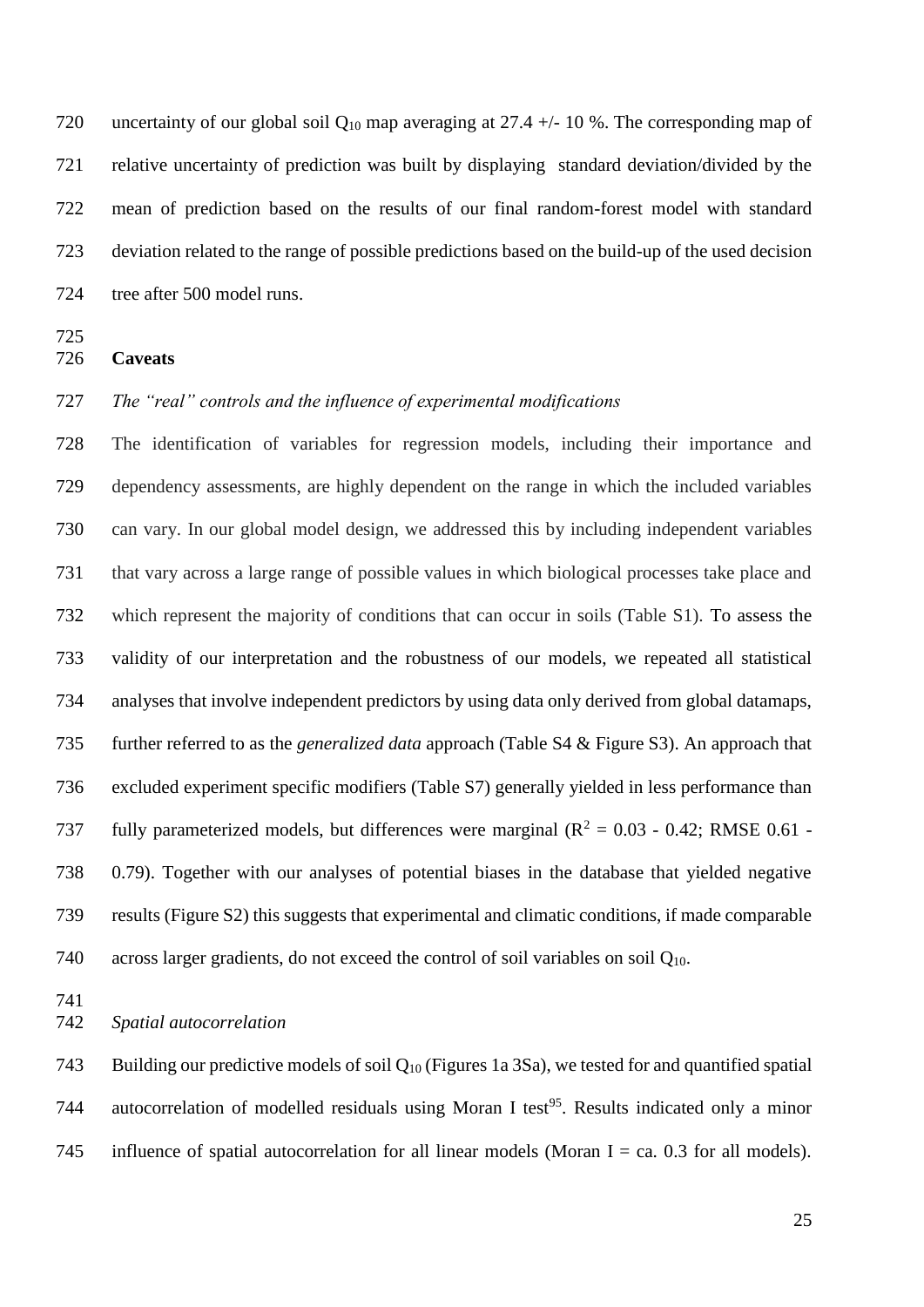uncertainty of our global soil $Q_{10}$ map averaging at 27.4 +/- 10 %. The corresponding map of relative uncertainty of prediction was built by displaying standard deviation/divided by the mean of prediction based on the results of our final random-forest model with standard deviation related to the range of possible predictions based on the build-up of the used decision tree after 500 model runs.

## Caveats

### *The "real" controls and the influence of experimental modifications*

The identification of variables for regression models, including their importance and dependency assessments, are highly dependent on the range in which the included variables can vary. In our global model design, we addressed this by including independent variables that vary across a large range of possible values in which biological processes take place and which represent the majority of conditions that can occur in soils (Table S1). To assess the validity of our interpretation and the robustness of our models, we repeated all statistical analyses that involve independent predictors by using data only derived from global datamaps, further referred to as the *generalized data* approach (Table S4 & Figure S3). An approach that excluded experiment specific modifiers (Table S7) generally yielded in less performance than fully parameterized models, but differences were marginal ($R^2$ = 0.03 - 0.42; RMSE 0.61 - 0.79). Together with our analyses of potential biases in the database that yielded negative results (Figure S2) this suggests that experimental and climatic conditions, if made comparable across larger gradients, do not exceed the control of soil variables on soil $Q_{10}$.

### *Spatial autocorrelation*

Building our predictive models of soil $Q_{10}$ (Figures 1a 3Sa), we tested for and quantified spatial autocorrelation of modelled residuals using Moran I test[95]. Results indicated only a minor influence of spatial autocorrelation for all linear models (Moran I = ca. 0.3 for all models).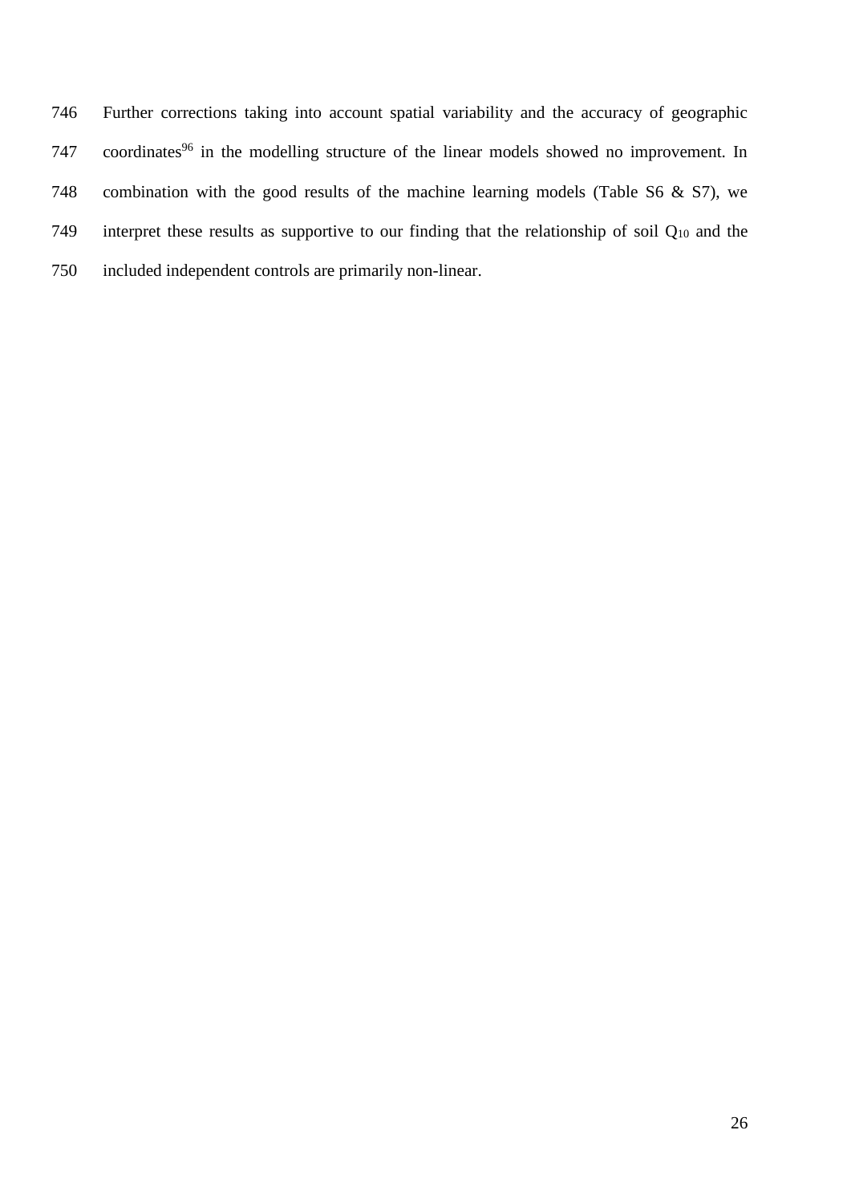Further corrections taking into account spatial variability and the accuracy of geographic coordinates[96] in the modelling structure of the linear models showed no improvement. In combination with the good results of the machine learning models (Table S6 & S7), we interpret these results as supportive to our finding that the relationship of soil $Q_{10}$ and the included independent controls are primarily non-linear.